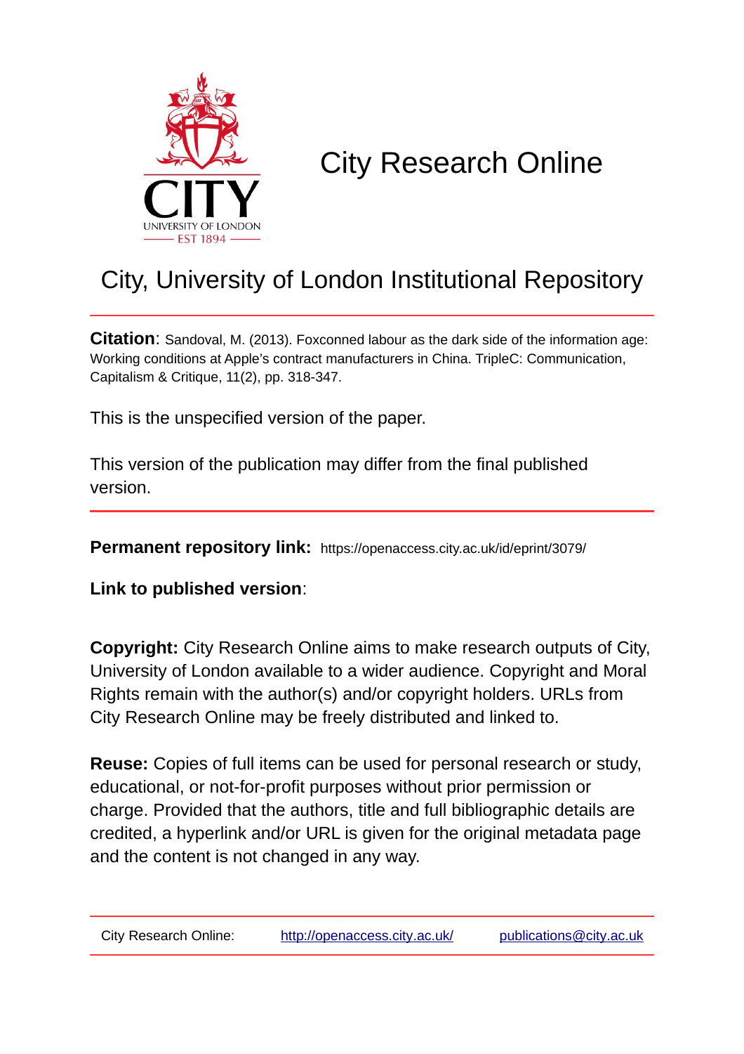# City Research Online

## City, University of London Institutional Repository

**Citation**: Sandoval, M. (2013). Foxconned labour as the dark side of the information age: Working conditions at Apple's contract manufacturers in China. TripleC: Communication, Capitalism & Critique, 11(2), pp. 318-347.

This is the unspecified version of the paper.

This version of the publication may differ from the final published version.

**Permanent repository link:** https://openaccess.city.ac.uk/id/eprint/3079/

**Link to published version**:

**Copyright:** City Research Online aims to make research outputs of City, University of London available to a wider audience. Copyright and Moral Rights remain with the author(s) and/or copyright holders. URLs from City Research Online may be freely distributed and linked to.

**Reuse:** Copies of full items can be used for personal research or study, educational, or not-for-profit purposes without prior permission or charge. Provided that the authors, title and full bibliographic details are credited, a hyperlink and/or URL is given for the original metadata page and the content is not changed in any way.

City Research Online: http://openaccess.city.ac.uk/ publications@city.ac.uk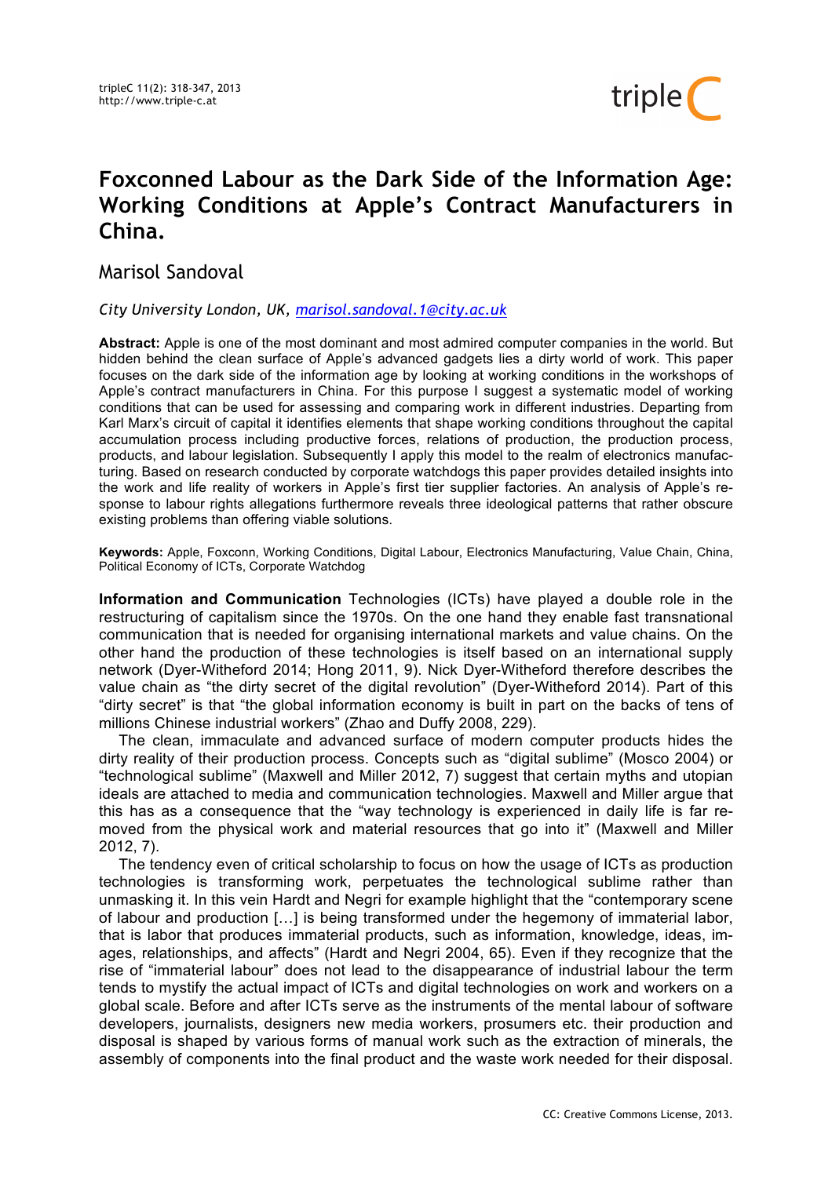# Foxconned Labour as the Dark Side of the Information Age: Working Conditions at Apple's Contract Manufacturers in China.

Marisol Sandoval

*City University London, UK, marisol.sandoval.1@city.ac.uk*

**Abstract:** Apple is one of the most dominant and most admired computer companies in the world. But hidden behind the clean surface of Apple's advanced gadgets lies a dirty world of work. This paper focuses on the dark side of the information age by looking at working conditions in the workshops of Apple's contract manufacturers in China. For this purpose I suggest a systematic model of working conditions that can be used for assessing and comparing work in different industries. Departing from Karl Marx's circuit of capital it identifies elements that shape working conditions throughout the capital accumulation process including productive forces, relations of production, the production process, products, and labour legislation. Subsequently I apply this model to the realm of electronics manufacturing. Based on research conducted by corporate watchdogs this paper provides detailed insights into the work and life reality of workers in Apple's first tier supplier factories. An analysis of Apple's response to labour rights allegations furthermore reveals three ideological patterns that rather obscure existing problems than offering viable solutions.

**Keywords:** Apple, Foxconn, Working Conditions, Digital Labour, Electronics Manufacturing, Value Chain, China, Political Economy of ICTs, Corporate Watchdog

**Information and Communication** Technologies (ICTs) have played a double role in the restructuring of capitalism since the 1970s. On the one hand they enable fast transnational communication that is needed for organising international markets and value chains. On the other hand the production of these technologies is itself based on an international supply network (Dyer-Witheford 2014; Hong 2011, 9). Nick Dyer-Witheford therefore describes the value chain as "the dirty secret of the digital revolution" (Dyer-Witheford 2014). Part of this "dirty secret" is that "the global information economy is built in part on the backs of tens of millions Chinese industrial workers" (Zhao and Duffy 2008, 229).

The clean, immaculate and advanced surface of modern computer products hides the dirty reality of their production process. Concepts such as "digital sublime" (Mosco 2004) or "technological sublime" (Maxwell and Miller 2012, 7) suggest that certain myths and utopian ideals are attached to media and communication technologies. Maxwell and Miller argue that this has as a consequence that the "way technology is experienced in daily life is far removed from the physical work and material resources that go into it" (Maxwell and Miller 2012, 7).

The tendency even of critical scholarship to focus on how the usage of ICTs as production technologies is transforming work, perpetuates the technological sublime rather than unmasking it. In this vein Hardt and Negri for example highlight that the "contemporary scene of labour and production [...] is being transformed under the hegemony of immaterial labor, that is labor that produces immaterial products, such as information, knowledge, ideas, images, relationships, and affects" (Hardt and Negri 2004, 65). Even if they recognize that the rise of "immaterial labour" does not lead to the disappearance of industrial labour the term tends to mystify the actual impact of ICTs and digital technologies on work and workers on a global scale. Before and after ICTs serve as the instruments of the mental labour of software developers, journalists, designers new media workers, prosumers etc. their production and disposal is shaped by various forms of manual work such as the extraction of minerals, the assembly of components into the final product and the waste work needed for their disposal.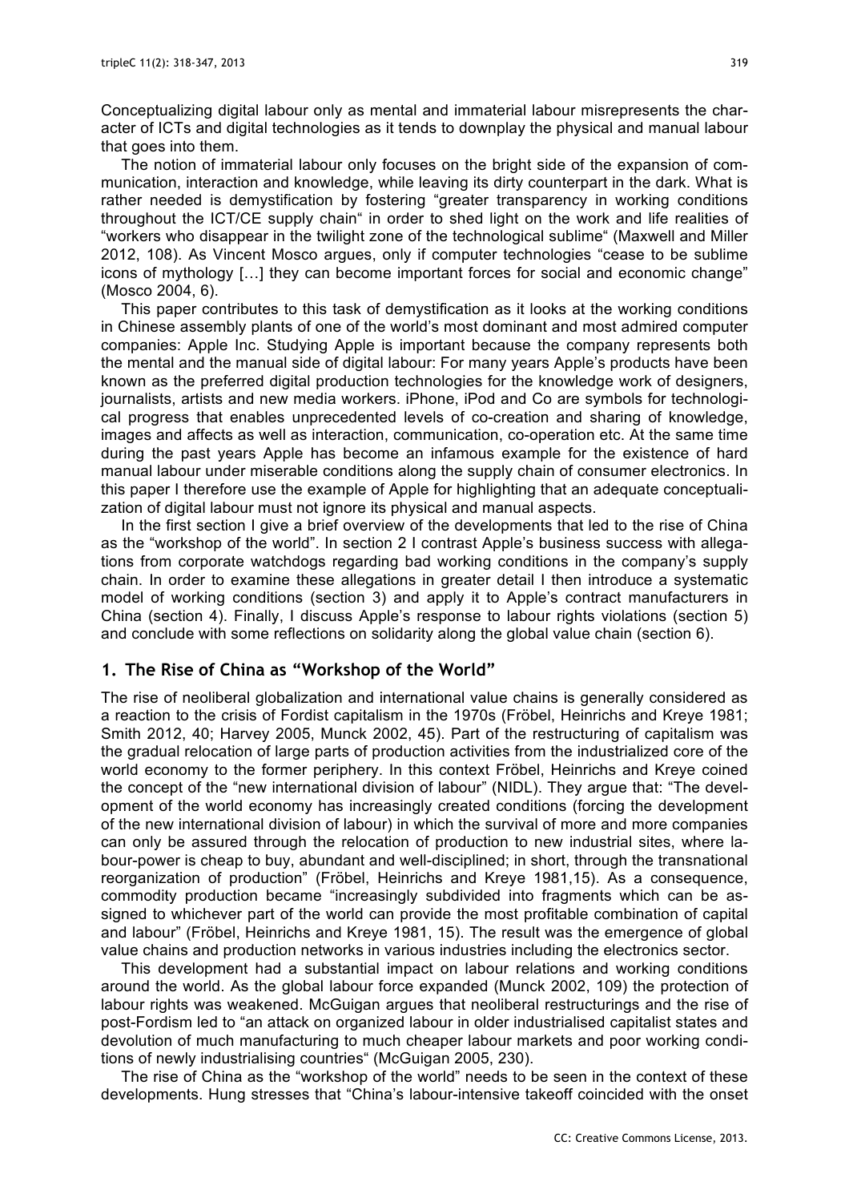Conceptualizing digital labour only as mental and immaterial labour misrepresents the character of ICTs and digital technologies as it tends to downplay the physical and manual labour that goes into them.

The notion of immaterial labour only focuses on the bright side of the expansion of communication, interaction and knowledge, while leaving its dirty counterpart in the dark. What is rather needed is demystification by fostering "greater transparency in working conditions throughout the ICT/CE supply chain" in order to shed light on the work and life realities of "workers who disappear in the twilight zone of the technological sublime" (Maxwell and Miller 2012, 108). As Vincent Mosco argues, only if computer technologies "cease to be sublime icons of mythology […] they can become important forces for social and economic change" (Mosco 2004, 6).

This paper contributes to this task of demystification as it looks at the working conditions in Chinese assembly plants of one of the world's most dominant and most admired computer companies: Apple Inc. Studying Apple is important because the company represents both the mental and the manual side of digital labour: For many years Apple's products have been known as the preferred digital production technologies for the knowledge work of designers, journalists, artists and new media workers. iPhone, iPod and Co are symbols for technological progress that enables unprecedented levels of co-creation and sharing of knowledge, images and affects as well as interaction, communication, co-operation etc. At the same time during the past years Apple has become an infamous example for the existence of hard manual labour under miserable conditions along the supply chain of consumer electronics. In this paper I therefore use the example of Apple for highlighting that an adequate conceptualization of digital labour must not ignore its physical and manual aspects.

In the first section I give a brief overview of the developments that led to the rise of China as the "workshop of the world". In section 2 I contrast Apple's business success with allegations from corporate watchdogs regarding bad working conditions in the company's supply chain. In order to examine these allegations in greater detail I then introduce a systematic model of working conditions (section 3) and apply it to Apple's contract manufacturers in China (section 4). Finally, I discuss Apple's response to labour rights violations (section 5) and conclude with some reflections on solidarity along the global value chain (section 6).

## 1. The Rise of China as "Workshop of the World"

The rise of neoliberal globalization and international value chains is generally considered as a reaction to the crisis of Fordist capitalism in the 1970s (Fröbel, Heinrichs and Kreye 1981; Smith 2012, 40; Harvey 2005, Munck 2002, 45). Part of the restructuring of capitalism was the gradual relocation of large parts of production activities from the industrialized core of the world economy to the former periphery. In this context Fröbel, Heinrichs and Kreye coined the concept of the "new international division of labour" (NIDL). They argue that: "The development of the world economy has increasingly created conditions (forcing the development of the new international division of labour) in which the survival of more and more companies can only be assured through the relocation of production to new industrial sites, where labour-power is cheap to buy, abundant and well-disciplined; in short, through the transnational reorganization of production" (Fröbel, Heinrichs and Kreye 1981,15). As a consequence, commodity production became "increasingly subdivided into fragments which can be assigned to whichever part of the world can provide the most profitable combination of capital and labour" (Fröbel, Heinrichs and Kreye 1981, 15). The result was the emergence of global value chains and production networks in various industries including the electronics sector.

This development had a substantial impact on labour relations and working conditions around the world. As the global labour force expanded (Munck 2002, 109) the protection of labour rights was weakened. McGuigan argues that neoliberal restructurings and the rise of post-Fordism led to "an attack on organized labour in older industrialised capitalist states and devolution of much manufacturing to much cheaper labour markets and poor working conditions of newly industrialising countries" (McGuigan 2005, 230).

The rise of China as the "workshop of the world" needs to be seen in the context of these developments. Hung stresses that "China's labour-intensive takeoff coincided with the onset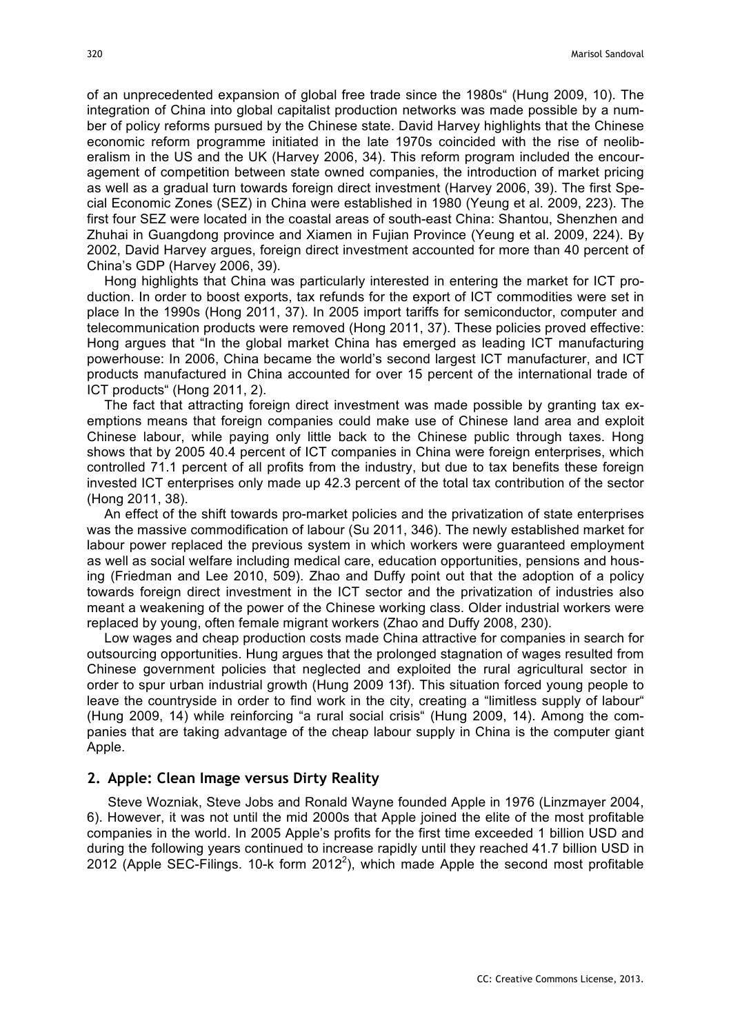of an unprecedented expansion of global free trade since the 1980s" (Hung 2009, 10). The integration of China into global capitalist production networks was made possible by a number of policy reforms pursued by the Chinese state. David Harvey highlights that the Chinese economic reform programme initiated in the late 1970s coincided with the rise of neoliberalism in the US and the UK (Harvey 2006, 34). This reform program included the encouragement of competition between state owned companies, the introduction of market pricing as well as a gradual turn towards foreign direct investment (Harvey 2006, 39). The first Special Economic Zones (SEZ) in China were established in 1980 (Yeung et al. 2009, 223). The first four SEZ were located in the coastal areas of south-east China: Shantou, Shenzhen and Zhuhai in Guangdong province and Xiamen in Fujian Province (Yeung et al. 2009, 224). By 2002, David Harvey argues, foreign direct investment accounted for more than 40 percent of China's GDP (Harvey 2006, 39).

Hong highlights that China was particularly interested in entering the market for ICT production. In order to boost exports, tax refunds for the export of ICT commodities were set in place In the 1990s (Hong 2011, 37). In 2005 import tariffs for semiconductor, computer and telecommunication products were removed (Hong 2011, 37). These policies proved effective: Hong argues that "In the global market China has emerged as leading ICT manufacturing powerhouse: In 2006, China became the world's second largest ICT manufacturer, and ICT products manufactured in China accounted for over 15 percent of the international trade of ICT products" (Hong 2011, 2).

The fact that attracting foreign direct investment was made possible by granting tax exemptions means that foreign companies could make use of Chinese land area and exploit Chinese labour, while paying only little back to the Chinese public through taxes. Hong shows that by 2005 40.4 percent of ICT companies in China were foreign enterprises, which controlled 71.1 percent of all profits from the industry, but due to tax benefits these foreign invested ICT enterprises only made up 42.3 percent of the total tax contribution of the sector (Hong 2011, 38).

An effect of the shift towards pro-market policies and the privatization of state enterprises was the massive commodification of labour (Su 2011, 346). The newly established market for labour power replaced the previous system in which workers were guaranteed employment as well as social welfare including medical care, education opportunities, pensions and housing (Friedman and Lee 2010, 509). Zhao and Duffy point out that the adoption of a policy towards foreign direct investment in the ICT sector and the privatization of industries also meant a weakening of the power of the Chinese working class. Older industrial workers were replaced by young, often female migrant workers (Zhao and Duffy 2008, 230).

Low wages and cheap production costs made China attractive for companies in search for outsourcing opportunities. Hung argues that the prolonged stagnation of wages resulted from Chinese government policies that neglected and exploited the rural agricultural sector in order to spur urban industrial growth (Hung 2009 13f). This situation forced young people to leave the countryside in order to find work in the city, creating a "limitless supply of labour" (Hung 2009, 14) while reinforcing "a rural social crisis" (Hung 2009, 14). Among the companies that are taking advantage of the cheap labour supply in China is the computer giant Apple.

## 2. Apple: Clean Image versus Dirty Reality

Steve Wozniak, Steve Jobs and Ronald Wayne founded Apple in 1976 (Linzmayer 2004, 6). However, it was not until the mid 2000s that Apple joined the elite of the most profitable companies in the world. In 2005 Apple's profits for the first time exceeded 1 billion USD and during the following years continued to increase rapidly until they reached 41.7 billion USD in 2012 (Apple SEC-Filings. 10-k form 2012[2]), which made Apple the second most profitable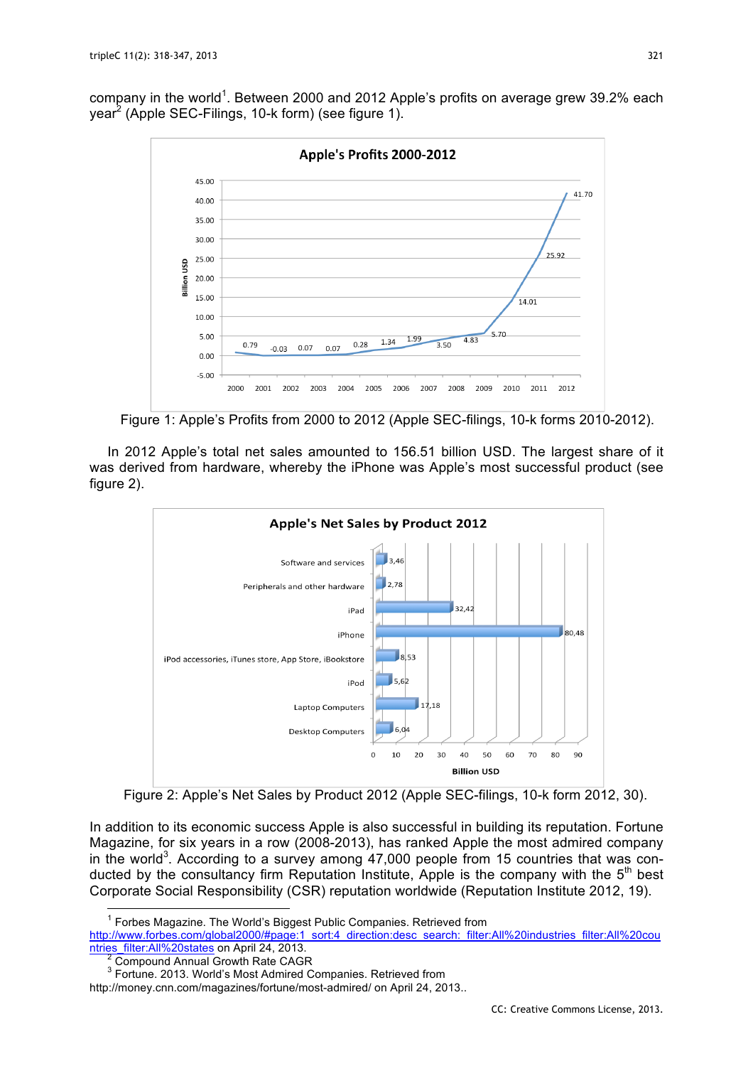company in the world[1]. Between 2000 and 2012 Apple's profits on average grew 39.2% each year[2] (Apple SEC-Filings, 10-k form) (see figure 1).

Figure 1: Apple's Profits from 2000 to 2012 (Apple SEC-filings, 10-k forms 2010-2012).

In 2012 Apple's total net sales amounted to 156.51 billion USD. The largest share of it was derived from hardware, whereby the iPhone was Apple's most successful product (see figure 2).

Figure 2: Apple's Net Sales by Product 2012 (Apple SEC-filings, 10-k form 2012, 30).

In addition to its economic success Apple is also successful in building its reputation. Fortune Magazine, for six years in a row (2008-2013), has ranked Apple the most admired company in the world[3]. According to a survey among 47,000 people from 15 countries that was conducted by the consultancy firm Reputation Institute, Apple is the company with the 5th best Corporate Social Responsibility (CSR) reputation worldwide (Reputation Institute 2012, 19).

[1] Forbes Magazine. The World's Biggest Public Companies. Retrieved from http://www.forbes.com/global2000/#page:1_sort:4_direction:desc_search:_filter:All%20industries_filter:All%20countries_filter:All%20states on April 24, 2013.

[2] Compound Annual Growth Rate CAGR

[3] Fortune. 2013. World's Most Admired Companies. Retrieved from http://money.cnn.com/magazines/fortune/most-admired/ on April 24, 2013..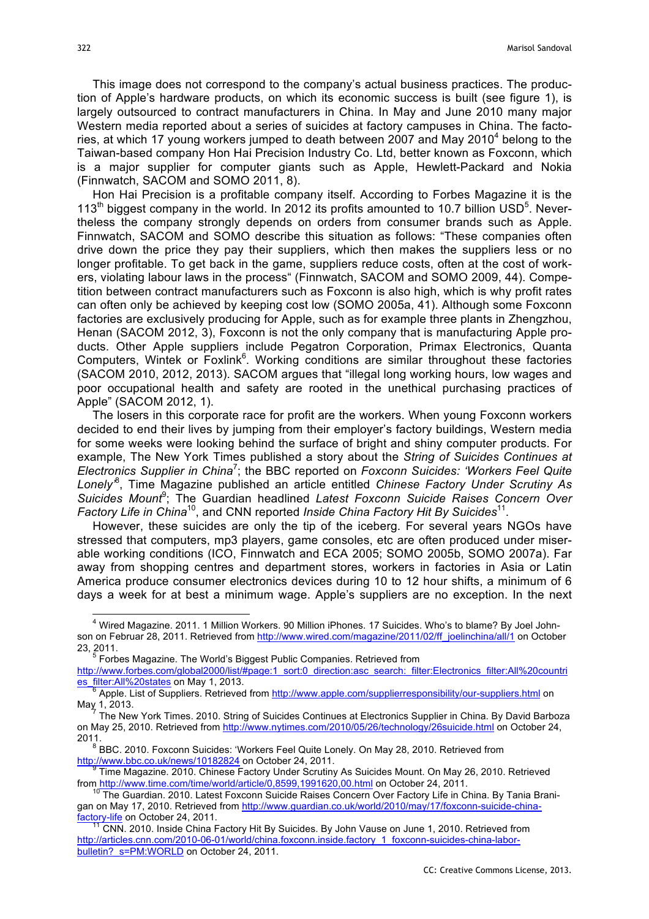This image does not correspond to the company's actual business practices. The production of Apple's hardware products, on which its economic success is built (see figure 1), is largely outsourced to contract manufacturers in China. In May and June 2010 many major Western media reported about a series of suicides at factory campuses in China. The factories, at which 17 young workers jumped to death between 2007 and May 2010[4] belong to the Taiwan-based company Hon Hai Precision Industry Co. Ltd, better known as Foxconn, which is a major supplier for computer giants such as Apple, Hewlett-Packard and Nokia (Finnwatch, SACOM and SOMO 2011, 8).

Hon Hai Precision is a profitable company itself. According to Forbes Magazine it is the 113th biggest company in the world. In 2012 its profits amounted to 10.7 billion USD[5]. Nevertheless the company strongly depends on orders from consumer brands such as Apple. Finnwatch, SACOM and SOMO describe this situation as follows: "These companies often drive down the price they pay their suppliers, which then makes the suppliers less or no longer profitable. To get back in the game, suppliers reduce costs, often at the cost of workers, violating labour laws in the process" (Finnwatch, SACOM and SOMO 2009, 44). Competition between contract manufacturers such as Foxconn is also high, which is why profit rates can often only be achieved by keeping cost low (SOMO 2005a, 41). Although some Foxconn factories are exclusively producing for Apple, such as for example three plants in Zhengzhou, Henan (SACOM 2012, 3), Foxconn is not the only company that is manufacturing Apple products. Other Apple suppliers include Pegatron Corporation, Primax Electronics, Quanta Computers, Wintek or Foxlink[6]. Working conditions are similar throughout these factories (SACOM 2010, 2012, 2013). SACOM argues that "illegal long working hours, low wages and poor occupational health and safety are rooted in the unethical purchasing practices of Apple" (SACOM 2012, 1).

The losers in this corporate race for profit are the workers. When young Foxconn workers decided to end their lives by jumping from their employer's factory buildings, Western media for some weeks were looking behind the surface of bright and shiny computer products. For example, The New York Times published a story about the *String of Suicides Continues at Electronics Supplier in China*[7]; the BBC reported on *Foxconn Suicides: 'Workers Feel Quite Lonely'*[8], Time Magazine published an article entitled *Chinese Factory Under Scrutiny As Suicides Mount*[9]; The Guardian headlined *Latest Foxconn Suicide Raises Concern Over Factory Life in China*[10], and CNN reported *Inside China Factory Hit By Suicides*[11].

However, these suicides are only the tip of the iceberg. For several years NGOs have stressed that computers, mp3 players, game consoles, etc are often produced under miserable working conditions (ICO, Finnwatch and ECA 2005; SOMO 2005b, SOMO 2007a). Far away from shopping centres and department stores, workers in factories in Asia or Latin America produce consumer electronics devices during 10 to 12 hour shifts, a minimum of 6 days a week for at best a minimum wage. Apple's suppliers are no exception. In the next

---

[4] Wired Magazine. 2011. 1 Million Workers. 90 Million iPhones. 17 Suicides. Who's to blame? By Joel Johnson on Februar 28, 2011. Retrieved from http://www.wired.com/magazine/2011/02/ff_joelinchina/all/1 on October 23, 2011.

[5] Forbes Magazine. The World's Biggest Public Companies. Retrieved from http://www.forbes.com/global2000/list/#page:1_sort:0_direction:asc_search:_filter:Electronics_filter:All%20countries_filter:All%20states on May 1, 2013.

[6] Apple. List of Suppliers. Retrieved from http://www.apple.com/supplierresponsibility/our-suppliers.html on May 1, 2013.

[7] The New York Times. 2010. String of Suicides Continues at Electronics Supplier in China. By David Barboza on May 25, 2010. Retrieved from http://www.nytimes.com/2010/05/26/technology/26suicide.html on October 24, 2011.

[8] BBC. 2010. Foxconn Suicides: 'Workers Feel Quite Lonely. On May 28, 2010. Retrieved from http://www.bbc.co.uk/news/10182824 on October 24, 2011.

[9] Time Magazine. 2010. Chinese Factory Under Scrutiny As Suicides Mount. On May 26, 2010. Retrieved from http://www.time.com/time/world/article/0,8599,1991620,00.html on October 24, 2011.

[10] The Guardian. 2010. Latest Foxconn Suicide Raises Concern Over Factory Life in China. By Tania Branigan on May 17, 2010. Retrieved from http://www.guardian.co.uk/world/2010/may/17/foxconn-suicide-china-factory-life on October 24, 2011.

[11] CNN. 2010. Inside China Factory Hit By Suicides. By John Vause on June 1, 2010. Retrieved from http://articles.cnn.com/2010-06-01/world/china.foxconn.inside.factory_1_foxconn-suicides-china-labor-bulletin?_s=PM:WORLD on October 24, 2011.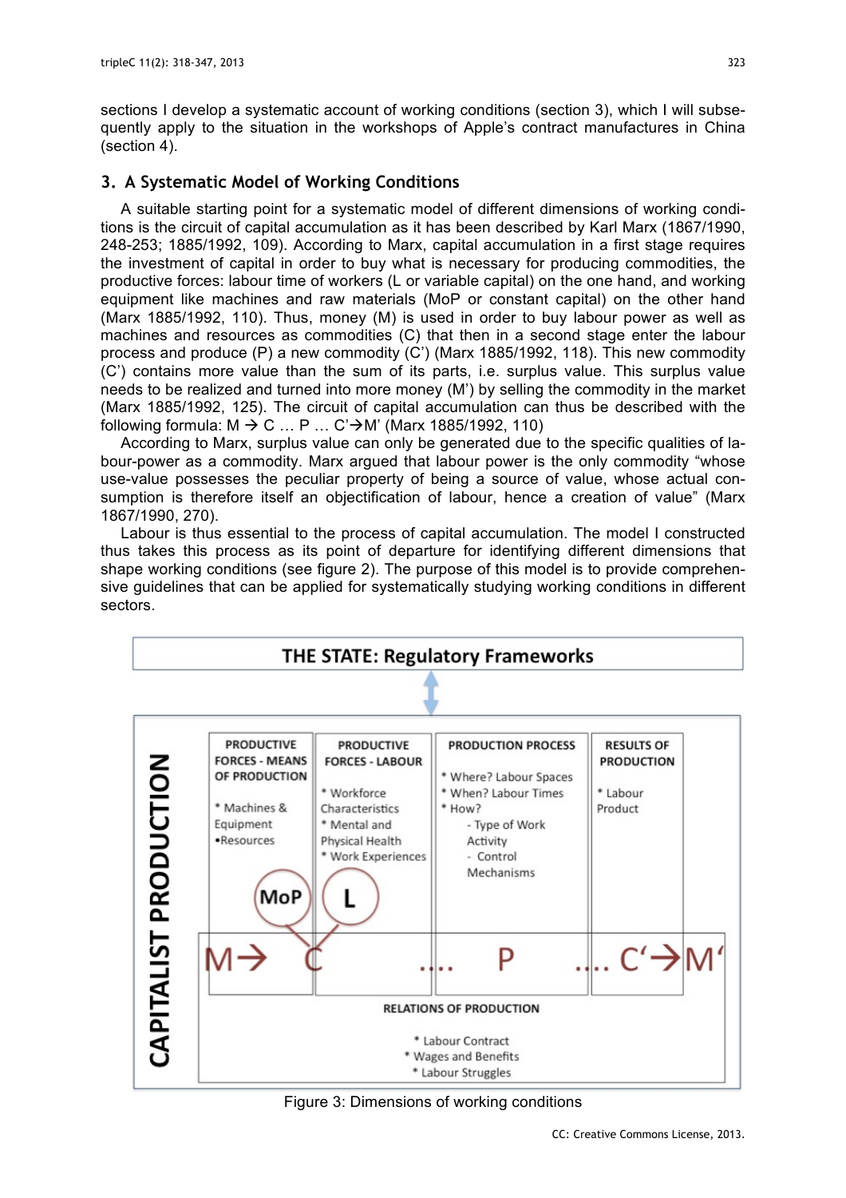sections I develop a systematic account of working conditions (section 3), which I will subsequently apply to the situation in the workshops of Apple's contract manufactures in China (section 4).

## 3. A Systematic Model of Working Conditions

A suitable starting point for a systematic model of different dimensions of working conditions is the circuit of capital accumulation as it has been described by Karl Marx (1867/1990, 248-253; 1885/1992, 109). According to Marx, capital accumulation in a first stage requires the investment of capital in order to buy what is necessary for producing commodities, the productive forces: labour time of workers (L or variable capital) on the one hand, and working equipment like machines and raw materials (MoP or constant capital) on the other hand (Marx 1885/1992, 110). Thus, money (M) is used in order to buy labour power as well as machines and resources as commodities (C) that then in a second stage enter the labour process and produce (P) a new commodity (C') (Marx 1885/1992, 118). This new commodity (C') contains more value than the sum of its parts, i.e. surplus value. This surplus value needs to be realized and turned into more money (M') by selling the commodity in the market (Marx 1885/1992, 125). The circuit of capital accumulation can thus be described with the following formula: M → C … P … C'→M' (Marx 1885/1992, 110)

According to Marx, surplus value can only be generated due to the specific qualities of labour-power as a commodity. Marx argued that labour power is the only commodity "whose use-value possesses the peculiar property of being a source of value, whose actual consumption is therefore itself an objectification of labour, hence a creation of value" (Marx 1867/1990, 270).

Labour is thus essential to the process of capital accumulation. The model I constructed thus takes this process as its point of departure for identifying different dimensions that shape working conditions (see figure 2). The purpose of this model is to provide comprehensive guidelines that can be applied for systematically studying working conditions in different sectors.

**THE STATE: Regulatory Frameworks**

**CAPITALIST PRODUCTION**

| PRODUCTIVE FORCES - MEANS OF PRODUCTION | PRODUCTIVE FORCES - LABOUR | PRODUCTION PROCESS | RESULTS OF PRODUCTION |
|---|---|---|---|
| * Machines & Equipment<br>• Resources | * Workforce Characteristics<br>* Mental and Physical Health<br>* Work Experiences | * Where? Labour Spaces<br>* When? Labour Times<br>* How?<br>- Type of Work Activity<br>- Control Mechanisms | * Labour Product |
| MoP | L | | |

M→ C … P … C'→M'

**RELATIONS OF PRODUCTION**

* Labour Contract
* Wages and Benefits
* Labour Struggles

Figure 3: Dimensions of working conditions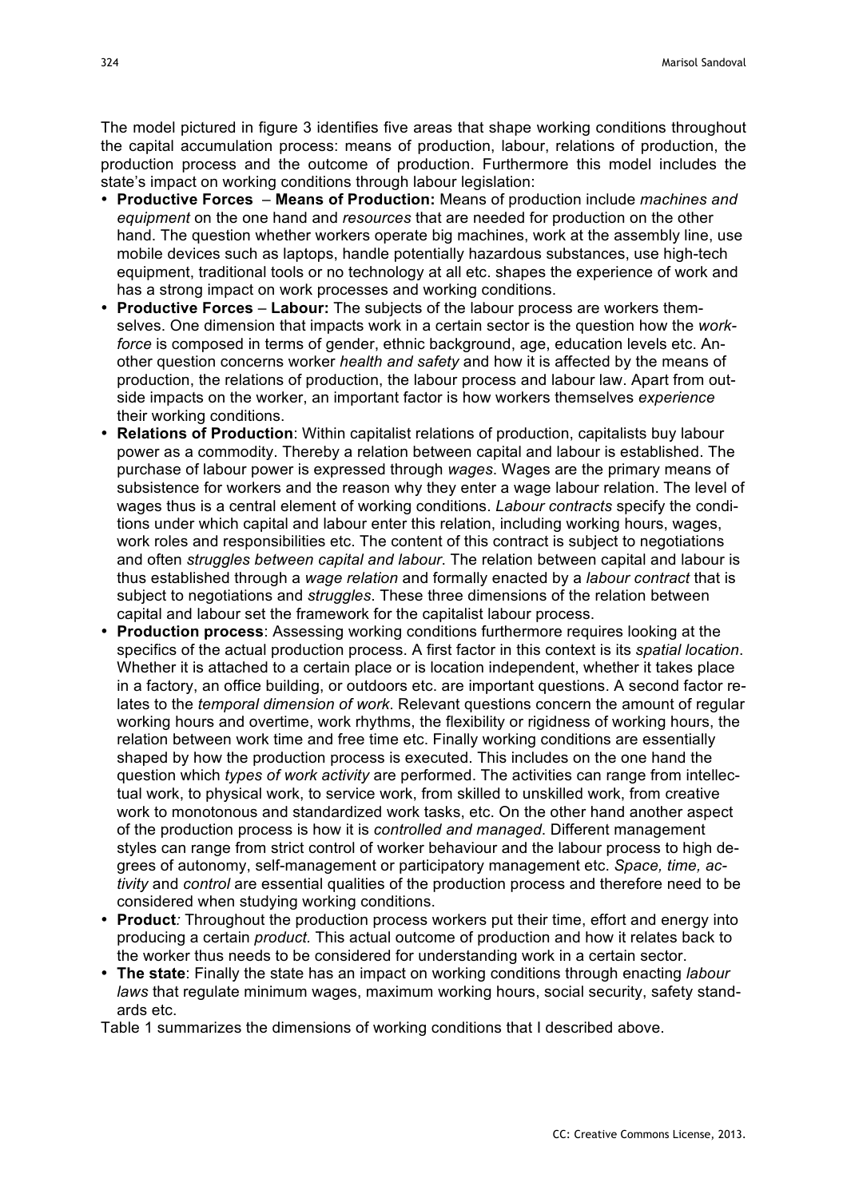The model pictured in figure 3 identifies five areas that shape working conditions throughout the capital accumulation process: means of production, labour, relations of production, the production process and the outcome of production. Furthermore this model includes the state's impact on working conditions through labour legislation:

- **Productive Forces – Means of Production:** Means of production include *machines and equipment* on the one hand and *resources* that are needed for production on the other hand. The question whether workers operate big machines, work at the assembly line, use mobile devices such as laptops, handle potentially hazardous substances, use high-tech equipment, traditional tools or no technology at all etc. shapes the experience of work and has a strong impact on work processes and working conditions.
- **Productive Forces – Labour:** The subjects of the labour process are workers themselves. One dimension that impacts work in a certain sector is the question how the *workforce* is composed in terms of gender, ethnic background, age, education levels etc. Another question concerns worker *health and safety* and how it is affected by the means of production, the relations of production, the labour process and labour law. Apart from outside impacts on the worker, an important factor is how workers themselves *experience* their working conditions.
- **Relations of Production**: Within capitalist relations of production, capitalists buy labour power as a commodity. Thereby a relation between capital and labour is established. The purchase of labour power is expressed through *wages*. Wages are the primary means of subsistence for workers and the reason why they enter a wage labour relation. The level of wages thus is a central element of working conditions. *Labour contracts* specify the conditions under which capital and labour enter this relation, including working hours, wages, work roles and responsibilities etc. The content of this contract is subject to negotiations and often *struggles between capital and labour*. The relation between capital and labour is thus established through a *wage relation* and formally enacted by a *labour contract* that is subject to negotiations and *struggles*. These three dimensions of the relation between capital and labour set the framework for the capitalist labour process.
- **Production process**: Assessing working conditions furthermore requires looking at the specifics of the actual production process. A first factor in this context is its *spatial location*. Whether it is attached to a certain place or is location independent, whether it takes place in a factory, an office building, or outdoors etc. are important questions. A second factor relates to the *temporal dimension of work*. Relevant questions concern the amount of regular working hours and overtime, work rhythms, the flexibility or rigidness of working hours, the relation between work time and free time etc. Finally working conditions are essentially shaped by how the production process is executed. This includes on the one hand the question which *types of work activity* are performed. The activities can range from intellectual work, to physical work, to service work, from skilled to unskilled work, from creative work to monotonous and standardized work tasks, etc. On the other hand another aspect of the production process is how it is *controlled and managed*. Different management styles can range from strict control of worker behaviour and the labour process to high degrees of autonomy, self-management or participatory management etc. *Space, time, activity* and *control* are essential qualities of the production process and therefore need to be considered when studying working conditions.
- **Product***:* Throughout the production process workers put their time, effort and energy into producing a certain *product*. This actual outcome of production and how it relates back to the worker thus needs to be considered for understanding work in a certain sector.
- **The state**: Finally the state has an impact on working conditions through enacting *labour laws* that regulate minimum wages, maximum working hours, social security, safety standards etc.

Table 1 summarizes the dimensions of working conditions that I described above.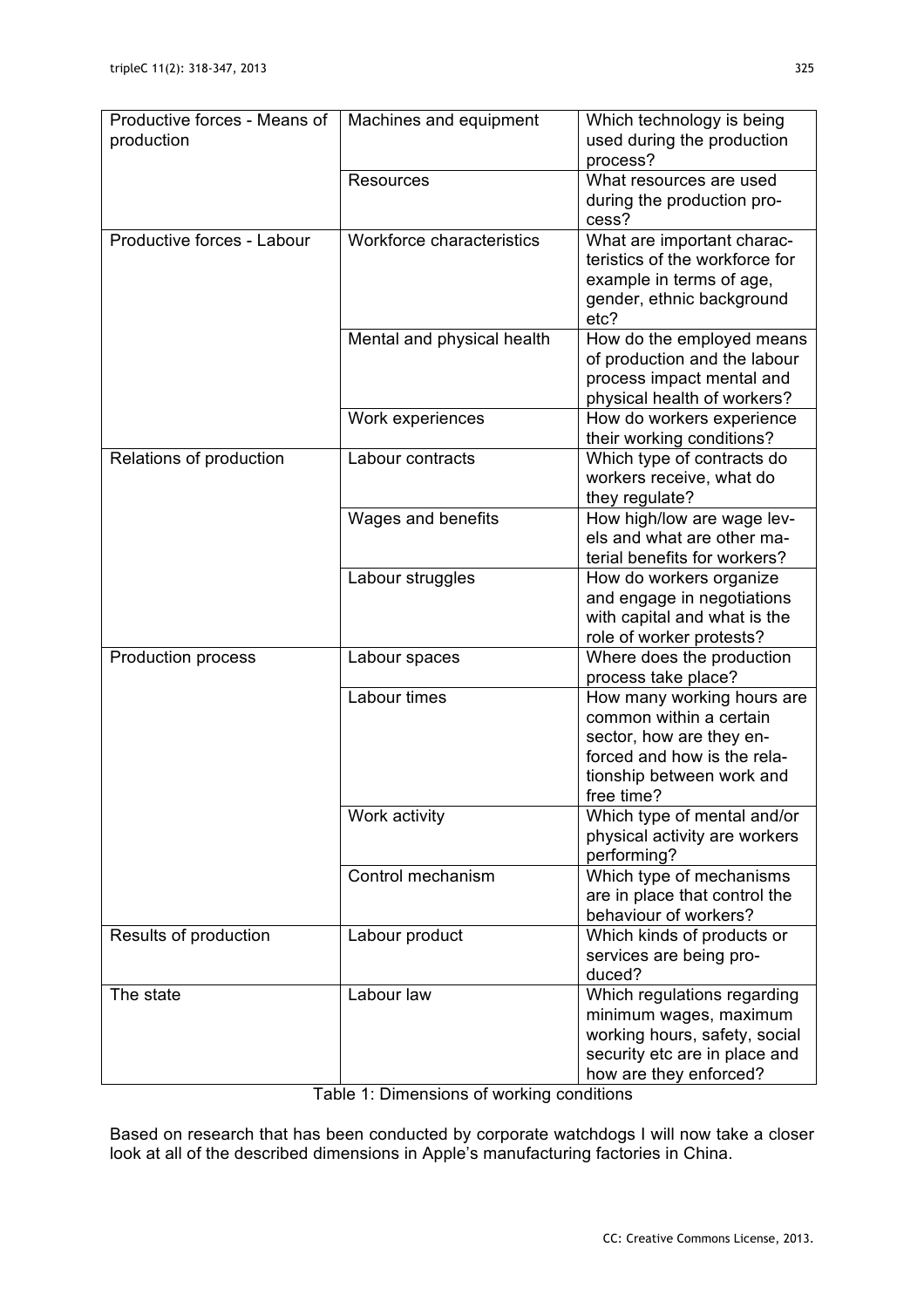| | | |
|---|---|---|
| Productive forces - Means of production | Machines and equipment | Which technology is being used during the production process? |
| | Resources | What resources are used during the production process? |
| Productive forces - Labour | Workforce characteristics | What are important characteristics of the workforce for example in terms of age, gender, ethnic background etc? |
| | Mental and physical health | How do the employed means of production and the labour process impact mental and physical health of workers? |
| | Work experiences | How do workers experience their working conditions? |
| Relations of production | Labour contracts | Which type of contracts do workers receive, what do they regulate? |
| | Wages and benefits | How high/low are wage levels and what are other material benefits for workers? |
| | Labour struggles | How do workers organize and engage in negotiations with capital and what is the role of worker protests? |
| Production process | Labour spaces | Where does the production process take place? |
| | Labour times | How many working hours are common within a certain sector, how are they enforced and how is the relationship between work and free time? |
| | Work activity | Which type of mental and/or physical activity are workers performing? |
| | Control mechanism | Which type of mechanisms are in place that control the behaviour of workers? |
| Results of production | Labour product | Which kinds of products or services are being produced? |
| The state | Labour law | Which regulations regarding minimum wages, maximum working hours, safety, social security etc are in place and how are they enforced? |

Table 1: Dimensions of working conditions

Based on research that has been conducted by corporate watchdogs I will now take a closer look at all of the described dimensions in Apple's manufacturing factories in China.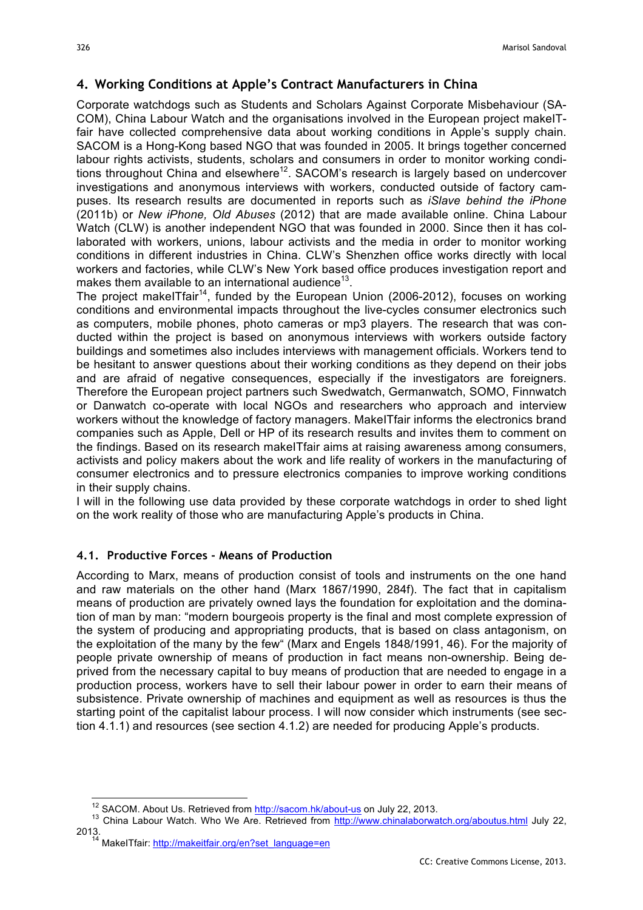## 4. Working Conditions at Apple's Contract Manufacturers in China

Corporate watchdogs such as Students and Scholars Against Corporate Misbehaviour (SACOM), China Labour Watch and the organisations involved in the European project makeITfair have collected comprehensive data about working conditions in Apple's supply chain. SACOM is a Hong-Kong based NGO that was founded in 2005. It brings together concerned labour rights activists, students, scholars and consumers in order to monitor working conditions throughout China and elsewhere[12]. SACOM's research is largely based on undercover investigations and anonymous interviews with workers, conducted outside of factory campuses. Its research results are documented in reports such as *iSlave behind the iPhone* (2011b) or *New iPhone, Old Abuses* (2012) that are made available online. China Labour Watch (CLW) is another independent NGO that was founded in 2000. Since then it has collaborated with workers, unions, labour activists and the media in order to monitor working conditions in different industries in China. CLW's Shenzhen office works directly with local workers and factories, while CLW's New York based office produces investigation report and makes them available to an international audience[13].

The project makeITfair[14], funded by the European Union (2006-2012), focuses on working conditions and environmental impacts throughout the live-cycles consumer electronics such as computers, mobile phones, photo cameras or mp3 players. The research that was conducted within the project is based on anonymous interviews with workers outside factory buildings and sometimes also includes interviews with management officials. Workers tend to be hesitant to answer questions about their working conditions as they depend on their jobs and are afraid of negative consequences, especially if the investigators are foreigners. Therefore the European project partners such Swedwatch, Germanwatch, SOMO, Finnwatch or Danwatch co-operate with local NGOs and researchers who approach and interview workers without the knowledge of factory managers. MakeITfair informs the electronics brand companies such as Apple, Dell or HP of its research results and invites them to comment on the findings. Based on its research makeITfair aims at raising awareness among consumers, activists and policy makers about the work and life reality of workers in the manufacturing of consumer electronics and to pressure electronics companies to improve working conditions in their supply chains.

I will in the following use data provided by these corporate watchdogs in order to shed light on the work reality of those who are manufacturing Apple's products in China.

### 4.1. Productive Forces - Means of Production

According to Marx, means of production consist of tools and instruments on the one hand and raw materials on the other hand (Marx 1867/1990, 284f). The fact that in capitalism means of production are privately owned lays the foundation for exploitation and the domination of man by man: "modern bourgeois property is the final and most complete expression of the system of producing and appropriating products, that is based on class antagonism, on the exploitation of the many by the few" (Marx and Engels 1848/1991, 46). For the majority of people private ownership of means of production in fact means non-ownership. Being deprived from the necessary capital to buy means of production that are needed to engage in a production process, workers have to sell their labour power in order to earn their means of subsistence. Private ownership of machines and equipment as well as resources is thus the starting point of the capitalist labour process. I will now consider which instruments (see section 4.1.1) and resources (see section 4.1.2) are needed for producing Apple's products.

---

[12] SACOM. About Us. Retrieved from http://sacom.hk/about-us on July 22, 2013.

[13] China Labour Watch. Who We Are. Retrieved from http://www.chinalaborwatch.org/aboutus.html July 22, 2013.

[14] MakeITfair: http://makeitfair.org/en?set_language=en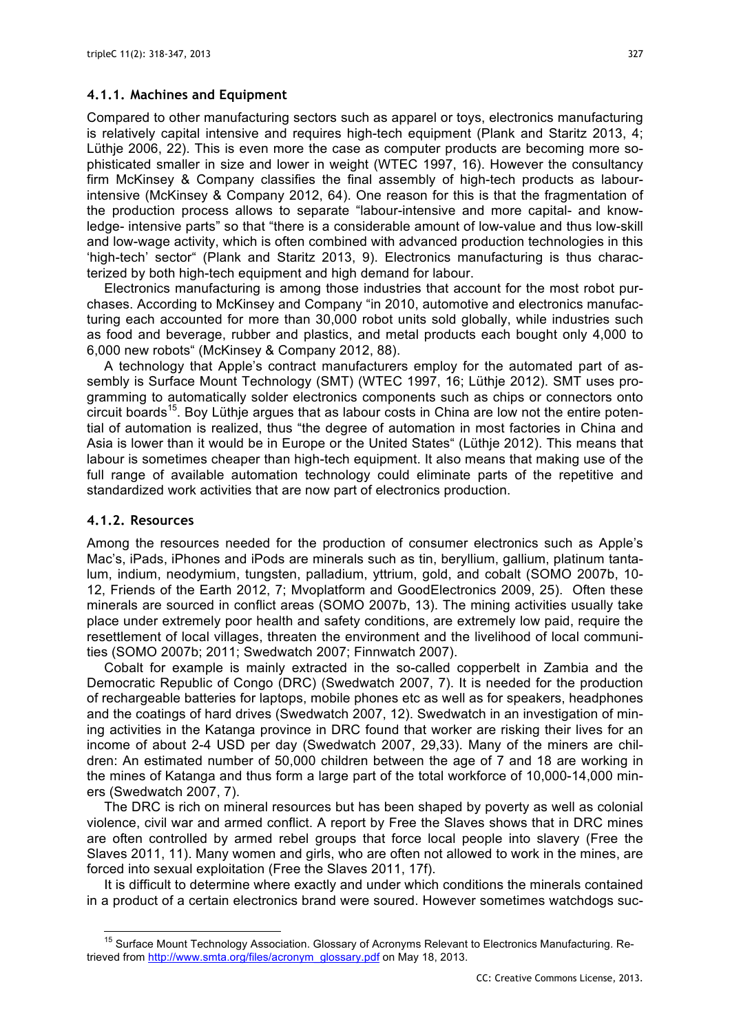### 4.1.1. Machines and Equipment

Compared to other manufacturing sectors such as apparel or toys, electronics manufacturing is relatively capital intensive and requires high-tech equipment (Plank and Staritz 2013, 4; Lüthje 2006, 22). This is even more the case as computer products are becoming more sophisticated smaller in size and lower in weight (WTEC 1997, 16). However the consultancy firm McKinsey & Company classifies the final assembly of high-tech products as labour-intensive (McKinsey & Company 2012, 64). One reason for this is that the fragmentation of the production process allows to separate "labour-intensive and more capital- and knowledge- intensive parts" so that "there is a considerable amount of low-value and thus low-skill and low-wage activity, which is often combined with advanced production technologies in this 'high-tech' sector" (Plank and Staritz 2013, 9). Electronics manufacturing is thus characterized by both high-tech equipment and high demand for labour.

Electronics manufacturing is among those industries that account for the most robot purchases. According to McKinsey and Company "in 2010, automotive and electronics manufacturing each accounted for more than 30,000 robot units sold globally, while industries such as food and beverage, rubber and plastics, and metal products each bought only 4,000 to 6,000 new robots" (McKinsey & Company 2012, 88).

A technology that Apple's contract manufacturers employ for the automated part of assembly is Surface Mount Technology (SMT) (WTEC 1997, 16; Lüthje 2012). SMT uses programming to automatically solder electronics components such as chips or connectors onto circuit boards[15]. Boy Lüthje argues that as labour costs in China are low not the entire potential of automation is realized, thus "the degree of automation in most factories in China and Asia is lower than it would be in Europe or the United States" (Lüthje 2012). This means that labour is sometimes cheaper than high-tech equipment. It also means that making use of the full range of available automation technology could eliminate parts of the repetitive and standardized work activities that are now part of electronics production.

### 4.1.2. Resources

Among the resources needed for the production of consumer electronics such as Apple's Mac's, iPads, iPhones and iPods are minerals such as tin, beryllium, gallium, platinum tantalum, indium, neodymium, tungsten, palladium, yttrium, gold, and cobalt (SOMO 2007b, 10-12, Friends of the Earth 2012, 7; Mvoplatform and GoodElectronics 2009, 25). Often these minerals are sourced in conflict areas (SOMO 2007b, 13). The mining activities usually take place under extremely poor health and safety conditions, are extremely low paid, require the resettlement of local villages, threaten the environment and the livelihood of local communities (SOMO 2007b; 2011; Swedwatch 2007; Finnwatch 2007).

Cobalt for example is mainly extracted in the so-called copperbelt in Zambia and the Democratic Republic of Congo (DRC) (Swedwatch 2007, 7). It is needed for the production of rechargeable batteries for laptops, mobile phones etc as well as for speakers, headphones and the coatings of hard drives (Swedwatch 2007, 12). Swedwatch in an investigation of mining activities in the Katanga province in DRC found that worker are risking their lives for an income of about 2-4 USD per day (Swedwatch 2007, 29,33). Many of the miners are children: An estimated number of 50,000 children between the age of 7 and 18 are working in the mines of Katanga and thus form a large part of the total workforce of 10,000-14,000 miners (Swedwatch 2007, 7).

The DRC is rich on mineral resources but has been shaped by poverty as well as colonial violence, civil war and armed conflict. A report by Free the Slaves shows that in DRC mines are often controlled by armed rebel groups that force local people into slavery (Free the Slaves 2011, 11). Many women and girls, who are often not allowed to work in the mines, are forced into sexual exploitation (Free the Slaves 2011, 17f).

It is difficult to determine where exactly and under which conditions the minerals contained in a product of a certain electronics brand were soured. However sometimes watchdogs suc-

[15] Surface Mount Technology Association. Glossary of Acronyms Relevant to Electronics Manufacturing. Retrieved from http://www.smta.org/files/acronym_glossary.pdf on May 18, 2013.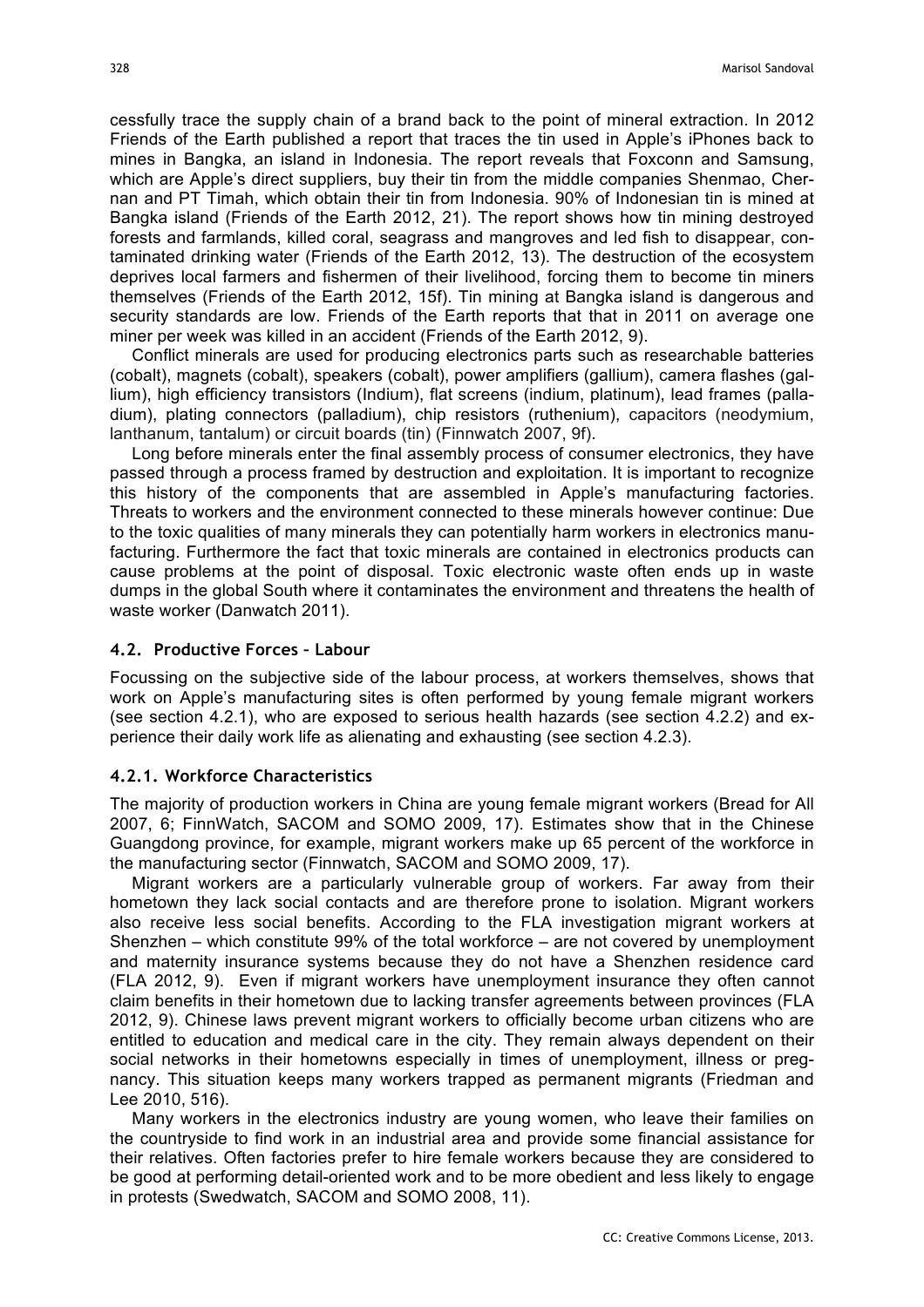cessfully trace the supply chain of a brand back to the point of mineral extraction. In 2012 Friends of the Earth published a report that traces the tin used in Apple's iPhones back to mines in Bangka, an island in Indonesia. The report reveals that Foxconn and Samsung, which are Apple's direct suppliers, buy their tin from the middle companies Shenmao, Chernan and PT Timah, which obtain their tin from Indonesia. 90% of Indonesian tin is mined at Bangka island (Friends of the Earth 2012, 21). The report shows how tin mining destroyed forests and farmlands, killed coral, seagrass and mangroves and led fish to disappear, contaminated drinking water (Friends of the Earth 2012, 13). The destruction of the ecosystem deprives local farmers and fishermen of their livelihood, forcing them to become tin miners themselves (Friends of the Earth 2012, 15f). Tin mining at Bangka island is dangerous and security standards are low. Friends of the Earth reports that that in 2011 on average one miner per week was killed in an accident (Friends of the Earth 2012, 9).

Conflict minerals are used for producing electronics parts such as researchable batteries (cobalt), magnets (cobalt), speakers (cobalt), power amplifiers (gallium), camera flashes (gallium), high efficiency transistors (Indium), flat screens (indium, platinum), lead frames (palladium), plating connectors (palladium), chip resistors (ruthenium), capacitors (neodymium, lanthanum, tantalum) or circuit boards (tin) (Finnwatch 2007, 9f).

Long before minerals enter the final assembly process of consumer electronics, they have passed through a process framed by destruction and exploitation. It is important to recognize this history of the components that are assembled in Apple's manufacturing factories. Threats to workers and the environment connected to these minerals however continue: Due to the toxic qualities of many minerals they can potentially harm workers in electronics manufacturing. Furthermore the fact that toxic minerals are contained in electronics products can cause problems at the point of disposal. Toxic electronic waste often ends up in waste dumps in the global South where it contaminates the environment and threatens the health of waste worker (Danwatch 2011).

### 4.2. Productive Forces – Labour

Focussing on the subjective side of the labour process, at workers themselves, shows that work on Apple's manufacturing sites is often performed by young female migrant workers (see section 4.2.1), who are exposed to serious health hazards (see section 4.2.2) and experience their daily work life as alienating and exhausting (see section 4.2.3).

#### 4.2.1. Workforce Characteristics

The majority of production workers in China are young female migrant workers (Bread for All 2007, 6; FinnWatch, SACOM and SOMO 2009, 17). Estimates show that in the Chinese Guangdong province, for example, migrant workers make up 65 percent of the workforce in the manufacturing sector (Finnwatch, SACOM and SOMO 2009, 17).

Migrant workers are a particularly vulnerable group of workers. Far away from their hometown they lack social contacts and are therefore prone to isolation. Migrant workers also receive less social benefits. According to the FLA investigation migrant workers at Shenzhen – which constitute 99% of the total workforce – are not covered by unemployment and maternity insurance systems because they do not have a Shenzhen residence card (FLA 2012, 9). Even if migrant workers have unemployment insurance they often cannot claim benefits in their hometown due to lacking transfer agreements between provinces (FLA 2012, 9). Chinese laws prevent migrant workers to officially become urban citizens who are entitled to education and medical care in the city. They remain always dependent on their social networks in their hometowns especially in times of unemployment, illness or pregnancy. This situation keeps many workers trapped as permanent migrants (Friedman and Lee 2010, 516).

Many workers in the electronics industry are young women, who leave their families on the countryside to find work in an industrial area and provide some financial assistance for their relatives. Often factories prefer to hire female workers because they are considered to be good at performing detail-oriented work and to be more obedient and less likely to engage in protests (Swedwatch, SACOM and SOMO 2008, 11).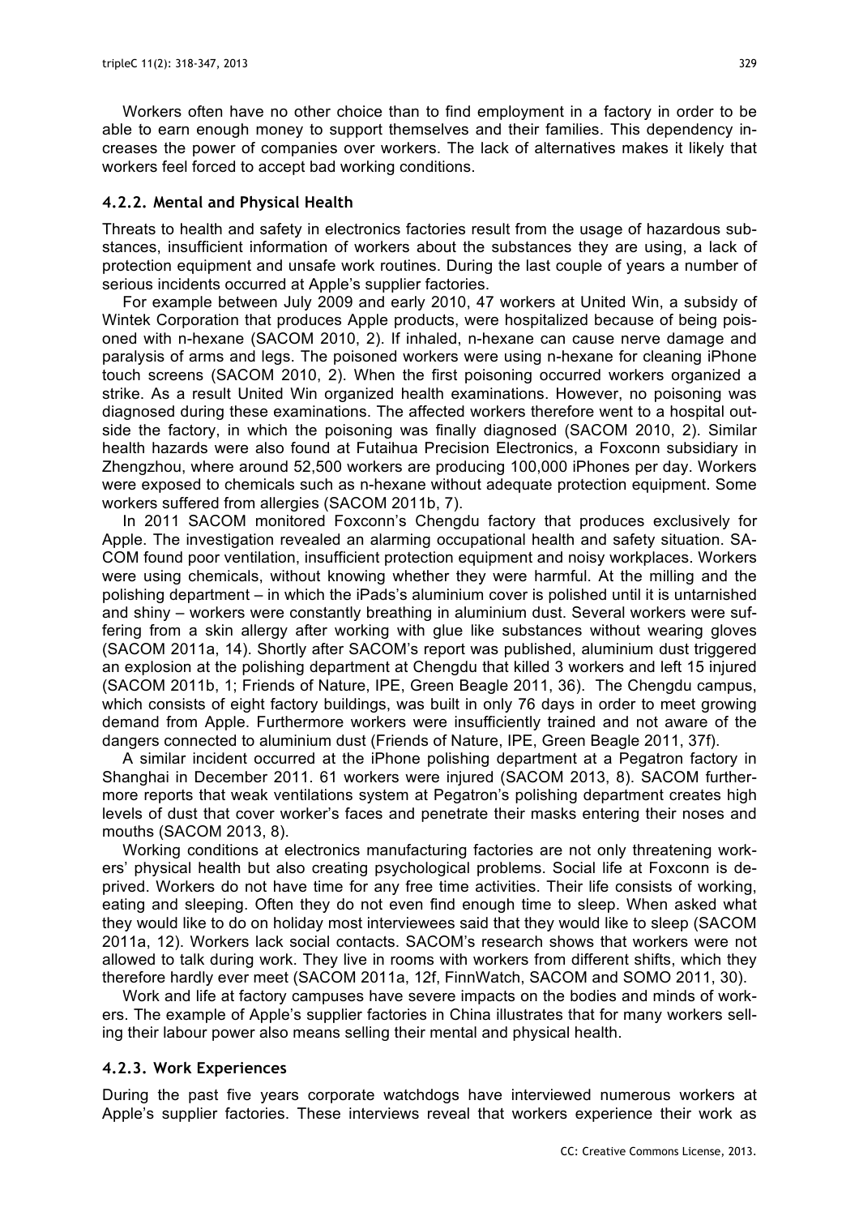Workers often have no other choice than to find employment in a factory in order to be able to earn enough money to support themselves and their families. This dependency increases the power of companies over workers. The lack of alternatives makes it likely that workers feel forced to accept bad working conditions.

### 4.2.2. Mental and Physical Health

Threats to health and safety in electronics factories result from the usage of hazardous substances, insufficient information of workers about the substances they are using, a lack of protection equipment and unsafe work routines. During the last couple of years a number of serious incidents occurred at Apple's supplier factories.

For example between July 2009 and early 2010, 47 workers at United Win, a subsidy of Wintek Corporation that produces Apple products, were hospitalized because of being poisoned with n-hexane (SACOM 2010, 2). If inhaled, n-hexane can cause nerve damage and paralysis of arms and legs. The poisoned workers were using n-hexane for cleaning iPhone touch screens (SACOM 2010, 2). When the first poisoning occurred workers organized a strike. As a result United Win organized health examinations. However, no poisoning was diagnosed during these examinations. The affected workers therefore went to a hospital outside the factory, in which the poisoning was finally diagnosed (SACOM 2010, 2). Similar health hazards were also found at Futaihua Precision Electronics, a Foxconn subsidiary in Zhengzhou, where around 52,500 workers are producing 100,000 iPhones per day. Workers were exposed to chemicals such as n-hexane without adequate protection equipment. Some workers suffered from allergies (SACOM 2011b, 7).

In 2011 SACOM monitored Foxconn's Chengdu factory that produces exclusively for Apple. The investigation revealed an alarming occupational health and safety situation. SACOM found poor ventilation, insufficient protection equipment and noisy workplaces. Workers were using chemicals, without knowing whether they were harmful. At the milling and the polishing department – in which the iPads's aluminium cover is polished until it is untarnished and shiny – workers were constantly breathing in aluminium dust. Several workers were suffering from a skin allergy after working with glue like substances without wearing gloves (SACOM 2011a, 14). Shortly after SACOM's report was published, aluminium dust triggered an explosion at the polishing department at Chengdu that killed 3 workers and left 15 injured (SACOM 2011b, 1; Friends of Nature, IPE, Green Beagle 2011, 36). The Chengdu campus, which consists of eight factory buildings, was built in only 76 days in order to meet growing demand from Apple. Furthermore workers were insufficiently trained and not aware of the dangers connected to aluminium dust (Friends of Nature, IPE, Green Beagle 2011, 37f).

A similar incident occurred at the iPhone polishing department at a Pegatron factory in Shanghai in December 2011. 61 workers were injured (SACOM 2013, 8). SACOM furthermore reports that weak ventilations system at Pegatron's polishing department creates high levels of dust that cover worker's faces and penetrate their masks entering their noses and mouths (SACOM 2013, 8).

Working conditions at electronics manufacturing factories are not only threatening workers' physical health but also creating psychological problems. Social life at Foxconn is deprived. Workers do not have time for any free time activities. Their life consists of working, eating and sleeping. Often they do not even find enough time to sleep. When asked what they would like to do on holiday most interviewees said that they would like to sleep (SACOM 2011a, 12). Workers lack social contacts. SACOM's research shows that workers were not allowed to talk during work. They live in rooms with workers from different shifts, which they therefore hardly ever meet (SACOM 2011a, 12f, FinnWatch, SACOM and SOMO 2011, 30).

Work and life at factory campuses have severe impacts on the bodies and minds of workers. The example of Apple's supplier factories in China illustrates that for many workers selling their labour power also means selling their mental and physical health.

### 4.2.3. Work Experiences

During the past five years corporate watchdogs have interviewed numerous workers at Apple's supplier factories. These interviews reveal that workers experience their work as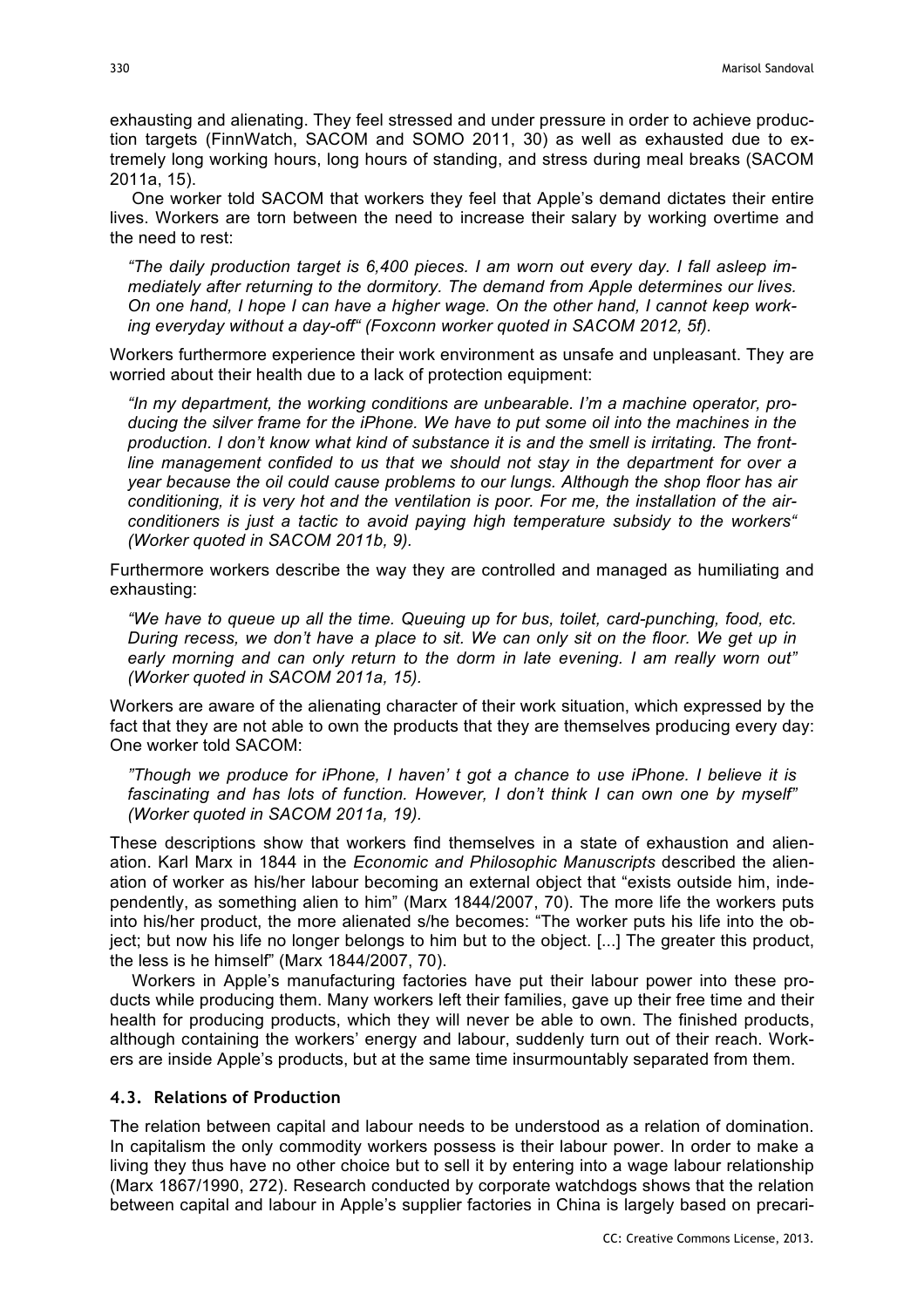exhausting and alienating. They feel stressed and under pressure in order to achieve production targets (FinnWatch, SACOM and SOMO 2011, 30) as well as exhausted due to extremely long working hours, long hours of standing, and stress during meal breaks (SACOM 2011a, 15).

One worker told SACOM that workers they feel that Apple's demand dictates their entire lives. Workers are torn between the need to increase their salary by working overtime and the need to rest:

> *"The daily production target is 6,400 pieces. I am worn out every day. I fall asleep immediately after returning to the dormitory. The demand from Apple determines our lives. On one hand, I hope I can have a higher wage. On the other hand, I cannot keep working everyday without a day-off" (Foxconn worker quoted in SACOM 2012, 5f).*

Workers furthermore experience their work environment as unsafe and unpleasant. They are worried about their health due to a lack of protection equipment:

> *"In my department, the working conditions are unbearable. I'm a machine operator, producing the silver frame for the iPhone. We have to put some oil into the machines in the production. I don't know what kind of substance it is and the smell is irritating. The front-line management confided to us that we should not stay in the department for over a year because the oil could cause problems to our lungs. Although the shop floor has air conditioning, it is very hot and the ventilation is poor. For me, the installation of the air-conditioners is just a tactic to avoid paying high temperature subsidy to the workers" (Worker quoted in SACOM 2011b, 9).*

Furthermore workers describe the way they are controlled and managed as humiliating and exhausting:

> *"We have to queue up all the time. Queuing up for bus, toilet, card-punching, food, etc. During recess, we don't have a place to sit. We can only sit on the floor. We get up in early morning and can only return to the dorm in late evening. I am really worn out" (Worker quoted in SACOM 2011a, 15).*

Workers are aware of the alienating character of their work situation, which expressed by the fact that they are not able to own the products that they are themselves producing every day: One worker told SACOM:

> *"Though we produce for iPhone, I haven' t got a chance to use iPhone. I believe it is fascinating and has lots of function. However, I don't think I can own one by myself" (Worker quoted in SACOM 2011a, 19).*

These descriptions show that workers find themselves in a state of exhaustion and alienation. Karl Marx in 1844 in the *Economic and Philosophic Manuscripts* described the alienation of worker as his/her labour becoming an external object that "exists outside him, independently, as something alien to him" (Marx 1844/2007, 70). The more life the workers puts into his/her product, the more alienated s/he becomes: "The worker puts his life into the object; but now his life no longer belongs to him but to the object. [...] The greater this product, the less is he himself" (Marx 1844/2007, 70).

Workers in Apple's manufacturing factories have put their labour power into these products while producing them. Many workers left their families, gave up their free time and their health for producing products, which they will never be able to own. The finished products, although containing the workers' energy and labour, suddenly turn out of their reach. Workers are inside Apple's products, but at the same time insurmountably separated from them.

### 4.3. Relations of Production

The relation between capital and labour needs to be understood as a relation of domination. In capitalism the only commodity workers possess is their labour power. In order to make a living they thus have no other choice but to sell it by entering into a wage labour relationship (Marx 1867/1990, 272). Research conducted by corporate watchdogs shows that the relation between capital and labour in Apple's supplier factories in China is largely based on precari-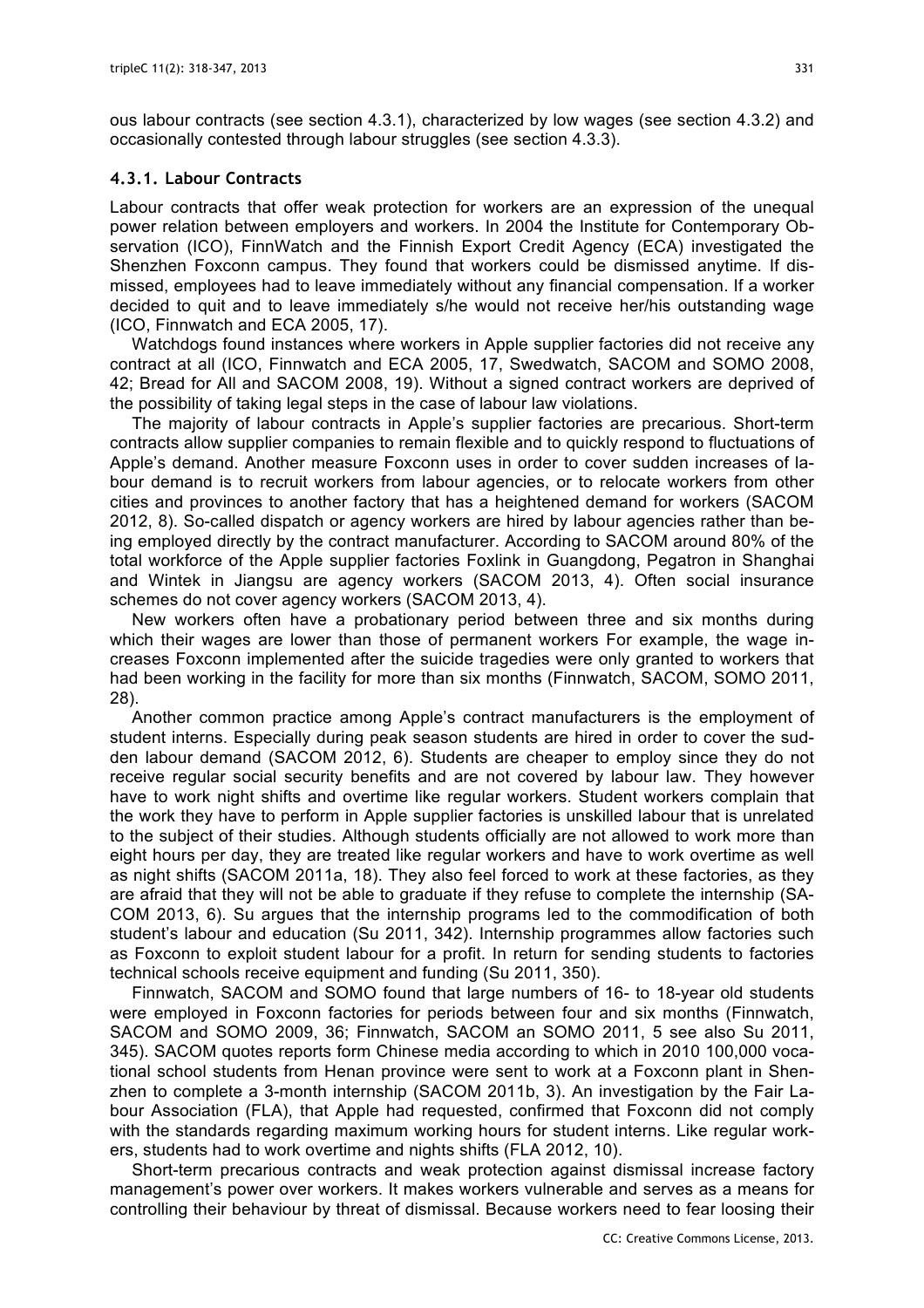ous labour contracts (see section 4.3.1), characterized by low wages (see section 4.3.2) and occasionally contested through labour struggles (see section 4.3.3).

### 4.3.1. Labour Contracts

Labour contracts that offer weak protection for workers are an expression of the unequal power relation between employers and workers. In 2004 the Institute for Contemporary Observation (ICO), FinnWatch and the Finnish Export Credit Agency (ECA) investigated the Shenzhen Foxconn campus. They found that workers could be dismissed anytime. If dismissed, employees had to leave immediately without any financial compensation. If a worker decided to quit and to leave immediately s/he would not receive her/his outstanding wage (ICO, Finnwatch and ECA 2005, 17).

Watchdogs found instances where workers in Apple supplier factories did not receive any contract at all (ICO, Finnwatch and ECA 2005, 17, Swedwatch, SACOM and SOMO 2008, 42; Bread for All and SACOM 2008, 19). Without a signed contract workers are deprived of the possibility of taking legal steps in the case of labour law violations.

The majority of labour contracts in Apple's supplier factories are precarious. Short-term contracts allow supplier companies to remain flexible and to quickly respond to fluctuations of Apple's demand. Another measure Foxconn uses in order to cover sudden increases of labour demand is to recruit workers from labour agencies, or to relocate workers from other cities and provinces to another factory that has a heightened demand for workers (SACOM 2012, 8). So-called dispatch or agency workers are hired by labour agencies rather than being employed directly by the contract manufacturer. According to SACOM around 80% of the total workforce of the Apple supplier factories Foxlink in Guangdong, Pegatron in Shanghai and Wintek in Jiangsu are agency workers (SACOM 2013, 4). Often social insurance schemes do not cover agency workers (SACOM 2013, 4).

New workers often have a probationary period between three and six months during which their wages are lower than those of permanent workers For example, the wage increases Foxconn implemented after the suicide tragedies were only granted to workers that had been working in the facility for more than six months (Finnwatch, SACOM, SOMO 2011, 28).

Another common practice among Apple's contract manufacturers is the employment of student interns. Especially during peak season students are hired in order to cover the sudden labour demand (SACOM 2012, 6). Students are cheaper to employ since they do not receive regular social security benefits and are not covered by labour law. They however have to work night shifts and overtime like regular workers. Student workers complain that the work they have to perform in Apple supplier factories is unskilled labour that is unrelated to the subject of their studies. Although students officially are not allowed to work more than eight hours per day, they are treated like regular workers and have to work overtime as well as night shifts (SACOM 2011a, 18). They also feel forced to work at these factories, as they are afraid that they will not be able to graduate if they refuse to complete the internship (SACOM 2013, 6). Su argues that the internship programs led to the commodification of both student's labour and education (Su 2011, 342). Internship programmes allow factories such as Foxconn to exploit student labour for a profit. In return for sending students to factories technical schools receive equipment and funding (Su 2011, 350).

Finnwatch, SACOM and SOMO found that large numbers of 16- to 18-year old students were employed in Foxconn factories for periods between four and six months (Finnwatch, SACOM and SOMO 2009, 36; Finnwatch, SACOM an SOMO 2011, 5 see also Su 2011, 345). SACOM quotes reports form Chinese media according to which in 2010 100,000 vocational school students from Henan province were sent to work at a Foxconn plant in Shenzhen to complete a 3-month internship (SACOM 2011b, 3). An investigation by the Fair Labour Association (FLA), that Apple had requested, confirmed that Foxconn did not comply with the standards regarding maximum working hours for student interns. Like regular workers, students had to work overtime and nights shifts (FLA 2012, 10).

Short-term precarious contracts and weak protection against dismissal increase factory management's power over workers. It makes workers vulnerable and serves as a means for controlling their behaviour by threat of dismissal. Because workers need to fear loosing their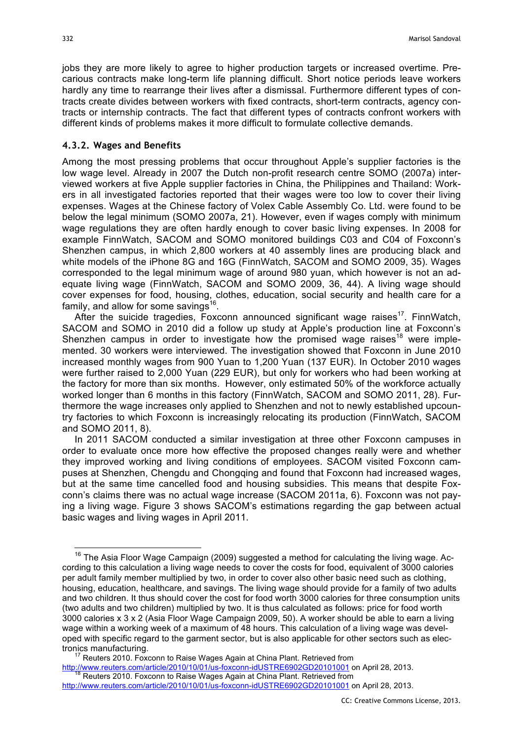jobs they are more likely to agree to higher production targets or increased overtime. Precarious contracts make long-term life planning difficult. Short notice periods leave workers hardly any time to rearrange their lives after a dismissal. Furthermore different types of contracts create divides between workers with fixed contracts, short-term contracts, agency contracts or internship contracts. The fact that different types of contracts confront workers with different kinds of problems makes it more difficult to formulate collective demands.

### 4.3.2. Wages and Benefits

Among the most pressing problems that occur throughout Apple's supplier factories is the low wage level. Already in 2007 the Dutch non-profit research centre SOMO (2007a) interviewed workers at five Apple supplier factories in China, the Philippines and Thailand: Workers in all investigated factories reported that their wages were too low to cover their living expenses. Wages at the Chinese factory of Volex Cable Assembly Co. Ltd. were found to be below the legal minimum (SOMO 2007a, 21). However, even if wages comply with minimum wage regulations they are often hardly enough to cover basic living expenses. In 2008 for example FinnWatch, SACOM and SOMO monitored buildings C03 and C04 of Foxconn's Shenzhen campus, in which 2,800 workers at 40 assembly lines are producing black and white models of the iPhone 8G and 16G (FinnWatch, SACOM and SOMO 2009, 35). Wages corresponded to the legal minimum wage of around 980 yuan, which however is not an adequate living wage (FinnWatch, SACOM and SOMO 2009, 36, 44). A living wage should cover expenses for food, housing, clothes, education, social security and health care for a family, and allow for some savings[16].

After the suicide tragedies, Foxconn announced significant wage raises[17]. FinnWatch, SACOM and SOMO in 2010 did a follow up study at Apple's production line at Foxconn's Shenzhen campus in order to investigate how the promised wage raises[18] were implemented. 30 workers were interviewed. The investigation showed that Foxconn in June 2010 increased monthly wages from 900 Yuan to 1,200 Yuan (137 EUR). In October 2010 wages were further raised to 2,000 Yuan (229 EUR), but only for workers who had been working at the factory for more than six months. However, only estimated 50% of the workforce actually worked longer than 6 months in this factory (FinnWatch, SACOM and SOMO 2011, 28). Furthermore the wage increases only applied to Shenzhen and not to newly established upcountry factories to which Foxconn is increasingly relocating its production (FinnWatch, SACOM and SOMO 2011, 8).

In 2011 SACOM conducted a similar investigation at three other Foxconn campuses in order to evaluate once more how effective the proposed changes really were and whether they improved working and living conditions of employees. SACOM visited Foxconn campuses at Shenzhen, Chengdu and Chongqing and found that Foxconn had increased wages, but at the same time cancelled food and housing subsidies. This means that despite Foxconn's claims there was no actual wage increase (SACOM 2011a, 6). Foxconn was not paying a living wage. Figure 3 shows SACOM's estimations regarding the gap between actual basic wages and living wages in April 2011.

---

[16] The Asia Floor Wage Campaign (2009) suggested a method for calculating the living wage. According to this calculation a living wage needs to cover the costs for food, equivalent of 3000 calories per adult family member multiplied by two, in order to cover also other basic need such as clothing, housing, education, healthcare, and savings. The living wage should provide for a family of two adults and two children. It thus should cover the cost for food worth 3000 calories for three consumption units (two adults and two children) multiplied by two. It is thus calculated as follows: price for food worth 3000 calories x 3 x 2 (Asia Floor Wage Campaign 2009, 50). A worker should be able to earn a living wage within a working week of a maximum of 48 hours. This calculation of a living wage was developed with specific regard to the garment sector, but is also applicable for other sectors such as electronics manufacturing.

[17] Reuters 2010. Foxconn to Raise Wages Again at China Plant. Retrieved from http://www.reuters.com/article/2010/10/01/us-foxconn-idUSTRE6902GD20101001 on April 28, 2013.

[18] Reuters 2010. Foxconn to Raise Wages Again at China Plant. Retrieved from http://www.reuters.com/article/2010/10/01/us-foxconn-idUSTRE6902GD20101001 on April 28, 2013.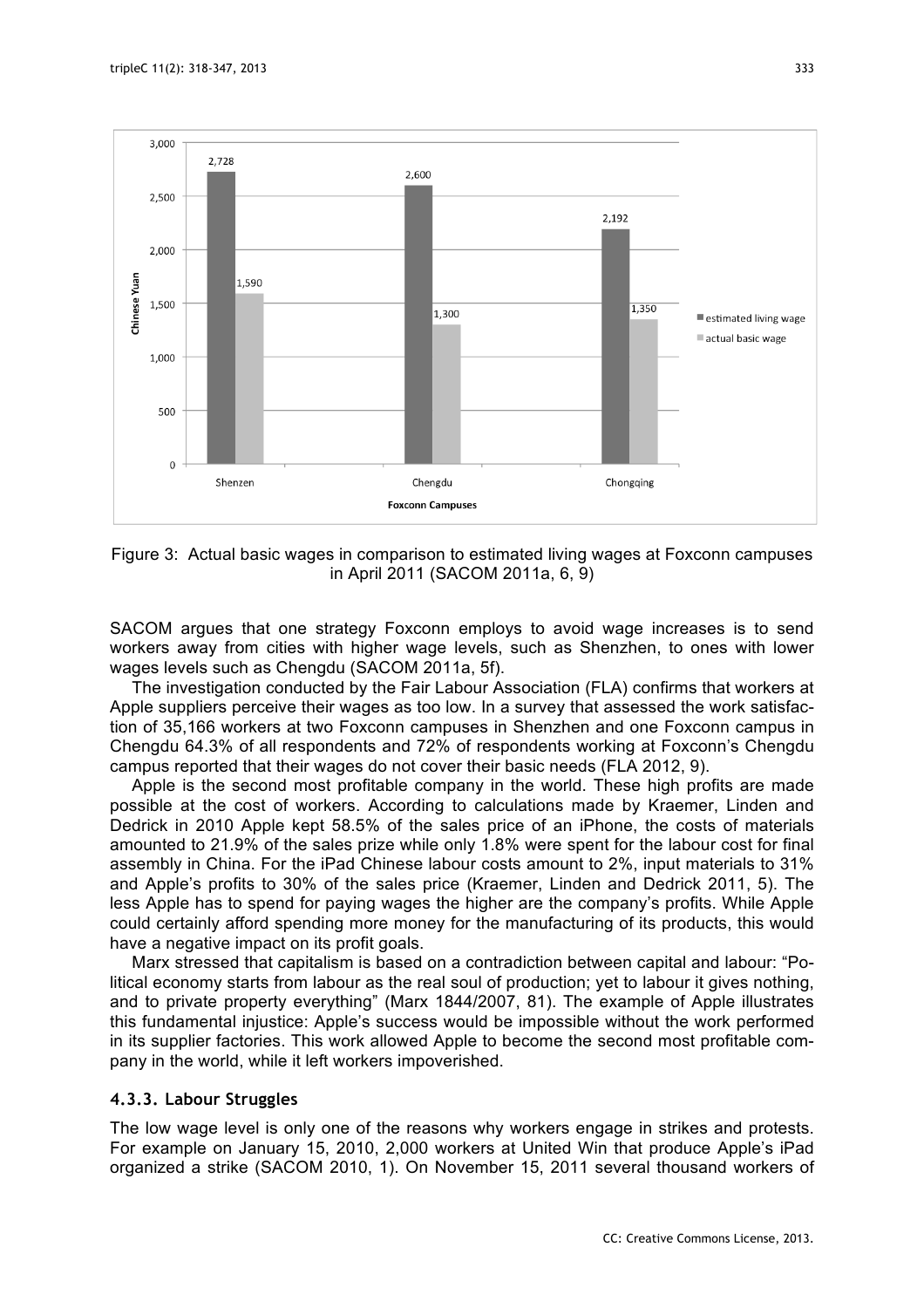Figure 3: Actual basic wages in comparison to estimated living wages at Foxconn campuses in April 2011 (SACOM 2011a, 6, 9)

SACOM argues that one strategy Foxconn employs to avoid wage increases is to send workers away from cities with higher wage levels, such as Shenzhen, to ones with lower wages levels such as Chengdu (SACOM 2011a, 5f).

The investigation conducted by the Fair Labour Association (FLA) confirms that workers at Apple suppliers perceive their wages as too low. In a survey that assessed the work satisfaction of 35,166 workers at two Foxconn campuses in Shenzhen and one Foxconn campus in Chengdu 64.3% of all respondents and 72% of respondents working at Foxconn's Chengdu campus reported that their wages do not cover their basic needs (FLA 2012, 9).

Apple is the second most profitable company in the world. These high profits are made possible at the cost of workers. According to calculations made by Kraemer, Linden and Dedrick in 2010 Apple kept 58.5% of the sales price of an iPhone, the costs of materials amounted to 21.9% of the sales prize while only 1.8% were spent for the labour cost for final assembly in China. For the iPad Chinese labour costs amount to 2%, input materials to 31% and Apple's profits to 30% of the sales price (Kraemer, Linden and Dedrick 2011, 5). The less Apple has to spend for paying wages the higher are the company's profits. While Apple could certainly afford spending more money for the manufacturing of its products, this would have a negative impact on its profit goals.

Marx stressed that capitalism is based on a contradiction between capital and labour: "Political economy starts from labour as the real soul of production; yet to labour it gives nothing, and to private property everything" (Marx 1844/2007, 81). The example of Apple illustrates this fundamental injustice: Apple's success would be impossible without the work performed in its supplier factories. This work allowed Apple to become the second most profitable company in the world, while it left workers impoverished.

### 4.3.3. Labour Struggles

The low wage level is only one of the reasons why workers engage in strikes and protests. For example on January 15, 2010, 2,000 workers at United Win that produce Apple's iPad organized a strike (SACOM 2010, 1). On November 15, 2011 several thousand workers of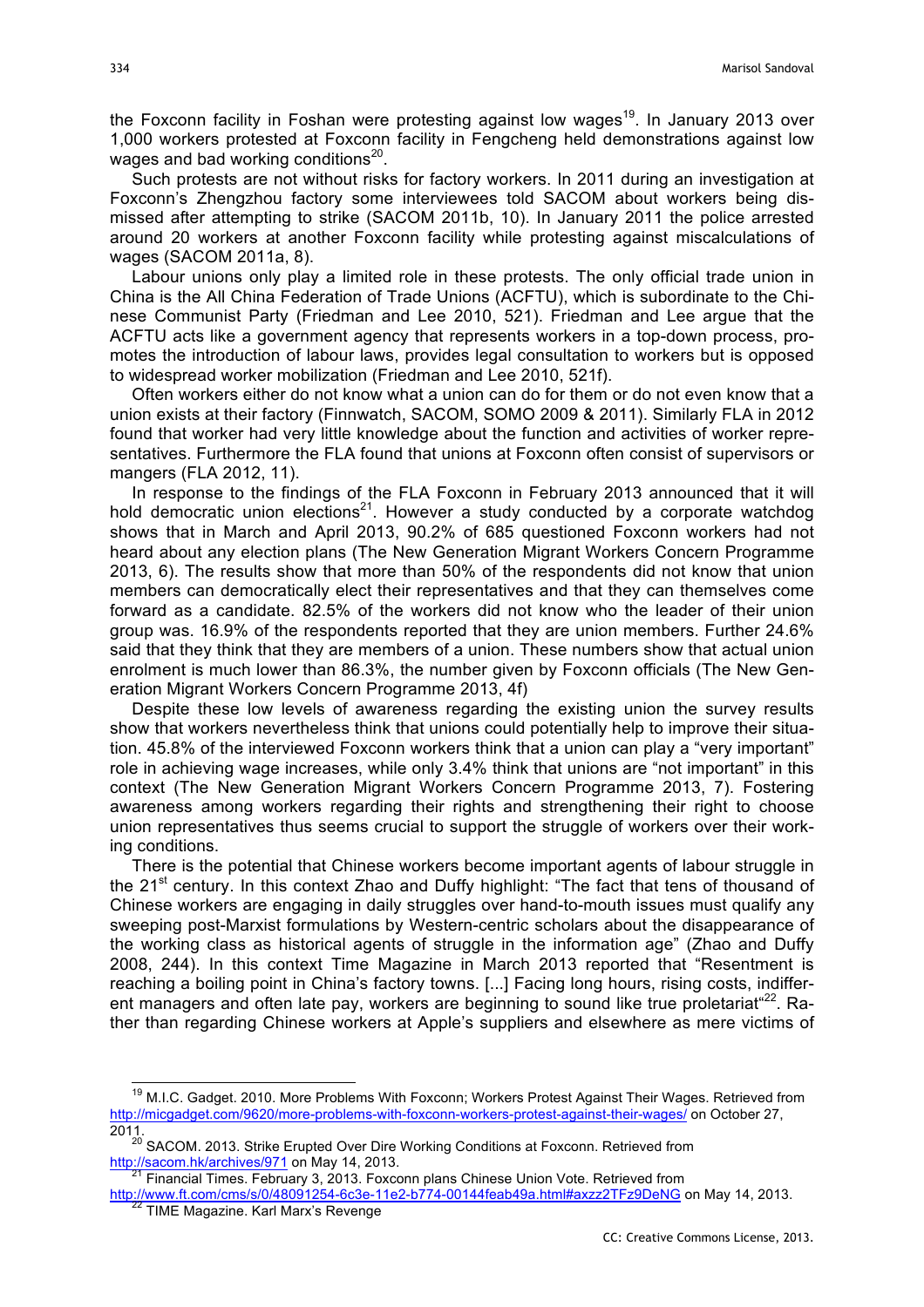the Foxconn facility in Foshan were protesting against low wages[19]. In January 2013 over 1,000 workers protested at Foxconn facility in Fengcheng held demonstrations against low wages and bad working conditions[20].

Such protests are not without risks for factory workers. In 2011 during an investigation at Foxconn's Zhengzhou factory some interviewees told SACOM about workers being dismissed after attempting to strike (SACOM 2011b, 10). In January 2011 the police arrested around 20 workers at another Foxconn facility while protesting against miscalculations of wages (SACOM 2011a, 8).

Labour unions only play a limited role in these protests. The only official trade union in China is the All China Federation of Trade Unions (ACFTU), which is subordinate to the Chinese Communist Party (Friedman and Lee 2010, 521). Friedman and Lee argue that the ACFTU acts like a government agency that represents workers in a top-down process, promotes the introduction of labour laws, provides legal consultation to workers but is opposed to widespread worker mobilization (Friedman and Lee 2010, 521f).

Often workers either do not know what a union can do for them or do not even know that a union exists at their factory (Finnwatch, SACOM, SOMO 2009 & 2011). Similarly FLA in 2012 found that worker had very little knowledge about the function and activities of worker representatives. Furthermore the FLA found that unions at Foxconn often consist of supervisors or mangers (FLA 2012, 11).

In response to the findings of the FLA Foxconn in February 2013 announced that it will hold democratic union elections[21]. However a study conducted by a corporate watchdog shows that in March and April 2013, 90.2% of 685 questioned Foxconn workers had not heard about any election plans (The New Generation Migrant Workers Concern Programme 2013, 6). The results show that more than 50% of the respondents did not know that union members can democratically elect their representatives and that they can themselves come forward as a candidate. 82.5% of the workers did not know who the leader of their union group was. 16.9% of the respondents reported that they are union members. Further 24.6% said that they think that they are members of a union. These numbers show that actual union enrolment is much lower than 86.3%, the number given by Foxconn officials (The New Generation Migrant Workers Concern Programme 2013, 4f)

Despite these low levels of awareness regarding the existing union the survey results show that workers nevertheless think that unions could potentially help to improve their situation. 45.8% of the interviewed Foxconn workers think that a union can play a "very important" role in achieving wage increases, while only 3.4% think that unions are "not important" in this context (The New Generation Migrant Workers Concern Programme 2013, 7). Fostering awareness among workers regarding their rights and strengthening their right to choose union representatives thus seems crucial to support the struggle of workers over their working conditions.

There is the potential that Chinese workers become important agents of labour struggle in the 21st century. In this context Zhao and Duffy highlight: "The fact that tens of thousand of Chinese workers are engaging in daily struggles over hand-to-mouth issues must qualify any sweeping post-Marxist formulations by Western-centric scholars about the disappearance of the working class as historical agents of struggle in the information age" (Zhao and Duffy 2008, 244). In this context Time Magazine in March 2013 reported that "Resentment is reaching a boiling point in China's factory towns. [...] Facing long hours, rising costs, indifferent managers and often late pay, workers are beginning to sound like true proletariat"[22]. Rather than regarding Chinese workers at Apple's suppliers and elsewhere as mere victims of

---

[19] M.I.C. Gadget. 2010. More Problems With Foxconn; Workers Protest Against Their Wages. Retrieved from http://micgadget.com/9620/more-problems-with-foxconn-workers-protest-against-their-wages/ on October 27, 2011.

[20] SACOM. 2013. Strike Erupted Over Dire Working Conditions at Foxconn. Retrieved from http://sacom.hk/archives/971 on May 14, 2013.

[21] Financial Times. February 3, 2013. Foxconn plans Chinese Union Vote. Retrieved from http://www.ft.com/cms/s/0/48091254-6c3e-11e2-b774-00144feab49a.html#axzz2TFz9DeNG on May 14, 2013.

[22] TIME Magazine. Karl Marx's Revenge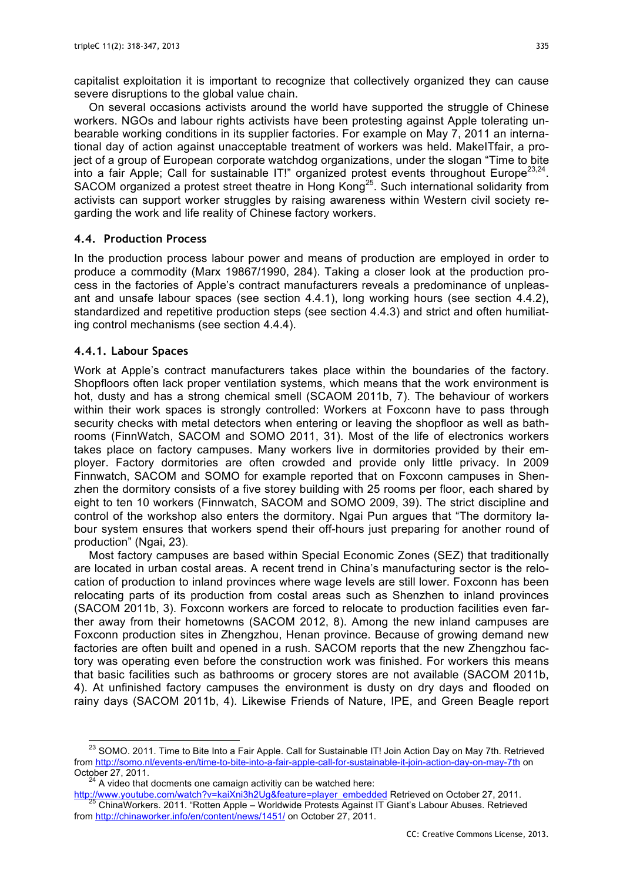capitalist exploitation it is important to recognize that collectively organized they can cause severe disruptions to the global value chain.

On several occasions activists around the world have supported the struggle of Chinese workers. NGOs and labour rights activists have been protesting against Apple tolerating unbearable working conditions in its supplier factories. For example on May 7, 2011 an international day of action against unacceptable treatment of workers was held. MakeITfair, a project of a group of European corporate watchdog organizations, under the slogan "Time to bite into a fair Apple; Call for sustainable IT!" organized protest events throughout Europe[23,24]. SACOM organized a protest street theatre in Hong Kong[25]. Such international solidarity from activists can support worker struggles by raising awareness within Western civil society regarding the work and life reality of Chinese factory workers.

### 4.4. Production Process

In the production process labour power and means of production are employed in order to produce a commodity (Marx 19867/1990, 284). Taking a closer look at the production process in the factories of Apple's contract manufacturers reveals a predominance of unpleasant and unsafe labour spaces (see section 4.4.1), long working hours (see section 4.4.2), standardized and repetitive production steps (see section 4.4.3) and strict and often humiliating control mechanisms (see section 4.4.4).

#### 4.4.1. Labour Spaces

Work at Apple's contract manufacturers takes place within the boundaries of the factory. Shopfloors often lack proper ventilation systems, which means that the work environment is hot, dusty and has a strong chemical smell (SCAOM 2011b, 7). The behaviour of workers within their work spaces is strongly controlled: Workers at Foxconn have to pass through security checks with metal detectors when entering or leaving the shopfloor as well as bathrooms (FinnWatch, SACOM and SOMO 2011, 31). Most of the life of electronics workers takes place on factory campuses. Many workers live in dormitories provided by their employer. Factory dormitories are often crowded and provide only little privacy. In 2009 Finnwatch, SACOM and SOMO for example reported that on Foxconn campuses in Shenzhen the dormitory consists of a five storey building with 25 rooms per floor, each shared by eight to ten 10 workers (Finnwatch, SACOM and SOMO 2009, 39). The strict discipline and control of the workshop also enters the dormitory. Ngai Pun argues that "The dormitory labour system ensures that workers spend their off-hours just preparing for another round of production" (Ngai, 23).

Most factory campuses are based within Special Economic Zones (SEZ) that traditionally are located in urban costal areas. A recent trend in China's manufacturing sector is the relocation of production to inland provinces where wage levels are still lower. Foxconn has been relocating parts of its production from costal areas such as Shenzhen to inland provinces (SACOM 2011b, 3). Foxconn workers are forced to relocate to production facilities even farther away from their hometowns (SACOM 2012, 8). Among the new inland campuses are Foxconn production sites in Zhengzhou, Henan province. Because of growing demand new factories are often built and opened in a rush. SACOM reports that the new Zhengzhou factory was operating even before the construction work was finished. For workers this means that basic facilities such as bathrooms or grocery stores are not available (SACOM 2011b, 4). At unfinished factory campuses the environment is dusty on dry days and flooded on rainy days (SACOM 2011b, 4). Likewise Friends of Nature, IPE, and Green Beagle report

---

[23] SOMO. 2011. Time to Bite Into a Fair Apple. Call for Sustainable IT! Join Action Day on May 7th. Retrieved from http://somo.nl/events-en/time-to-bite-into-a-fair-apple-call-for-sustainable-it-join-action-day-on-may-7th on October 27, 2011.

[24] A video that docments one camaign activitiy can be watched here: http://www.youtube.com/watch?v=kaiXni3h2Ug&feature=player_embedded Retrieved on October 27, 2011.

[25] ChinaWorkers. 2011. "Rotten Apple – Worldwide Protests Against IT Giant's Labour Abuses. Retrieved from http://chinaworker.info/en/content/news/1451/ on October 27, 2011.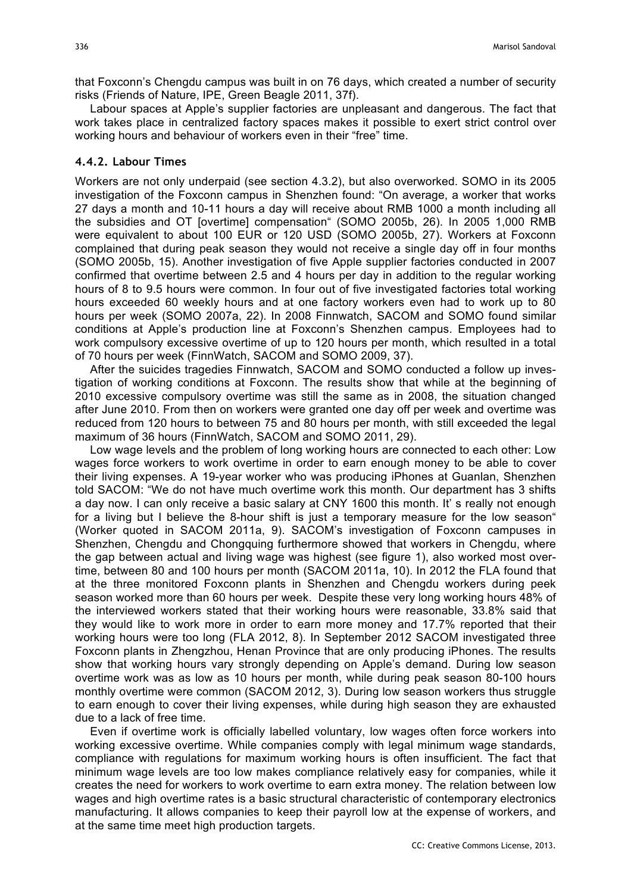that Foxconn's Chengdu campus was built in on 76 days, which created a number of security risks (Friends of Nature, IPE, Green Beagle 2011, 37f).

Labour spaces at Apple's supplier factories are unpleasant and dangerous. The fact that work takes place in centralized factory spaces makes it possible to exert strict control over working hours and behaviour of workers even in their "free" time.

### 4.4.2. Labour Times

Workers are not only underpaid (see section 4.3.2), but also overworked. SOMO in its 2005 investigation of the Foxconn campus in Shenzhen found: "On average, a worker that works 27 days a month and 10-11 hours a day will receive about RMB 1000 a month including all the subsidies and OT [overtime] compensation" (SOMO 2005b, 26). In 2005 1,000 RMB were equivalent to about 100 EUR or 120 USD (SOMO 2005b, 27). Workers at Foxconn complained that during peak season they would not receive a single day off in four months (SOMO 2005b, 15). Another investigation of five Apple supplier factories conducted in 2007 confirmed that overtime between 2.5 and 4 hours per day in addition to the regular working hours of 8 to 9.5 hours were common. In four out of five investigated factories total working hours exceeded 60 weekly hours and at one factory workers even had to work up to 80 hours per week (SOMO 2007a, 22). In 2008 Finnwatch, SACOM and SOMO found similar conditions at Apple's production line at Foxconn's Shenzhen campus. Employees had to work compulsory excessive overtime of up to 120 hours per month, which resulted in a total of 70 hours per week (FinnWatch, SACOM and SOMO 2009, 37).

After the suicides tragedies Finnwatch, SACOM and SOMO conducted a follow up investigation of working conditions at Foxconn. The results show that while at the beginning of 2010 excessive compulsory overtime was still the same as in 2008, the situation changed after June 2010. From then on workers were granted one day off per week and overtime was reduced from 120 hours to between 75 and 80 hours per month, with still exceeded the legal maximum of 36 hours (FinnWatch, SACOM and SOMO 2011, 29).

Low wage levels and the problem of long working hours are connected to each other: Low wages force workers to work overtime in order to earn enough money to be able to cover their living expenses. A 19-year worker who was producing iPhones at Guanlan, Shenzhen told SACOM: "We do not have much overtime work this month. Our department has 3 shifts a day now. I can only receive a basic salary at CNY 1600 this month. It' s really not enough for a living but I believe the 8-hour shift is just a temporary measure for the low season" (Worker quoted in SACOM 2011a, 9). SACOM's investigation of Foxconn campuses in Shenzhen, Chengdu and Chongquing furthermore showed that workers in Chengdu, where the gap between actual and living wage was highest (see figure 1), also worked most overtime, between 80 and 100 hours per month (SACOM 2011a, 10). In 2012 the FLA found that at the three monitored Foxconn plants in Shenzhen and Chengdu workers during peek season worked more than 60 hours per week. Despite these very long working hours 48% of the interviewed workers stated that their working hours were reasonable, 33.8% said that they would like to work more in order to earn more money and 17.7% reported that their working hours were too long (FLA 2012, 8). In September 2012 SACOM investigated three Foxconn plants in Zhengzhou, Henan Province that are only producing iPhones. The results show that working hours vary strongly depending on Apple's demand. During low season overtime work was as low as 10 hours per month, while during peak season 80-100 hours monthly overtime were common (SACOM 2012, 3). During low season workers thus struggle to earn enough to cover their living expenses, while during high season they are exhausted due to a lack of free time.

Even if overtime work is officially labelled voluntary, low wages often force workers into working excessive overtime. While companies comply with legal minimum wage standards, compliance with regulations for maximum working hours is often insufficient. The fact that minimum wage levels are too low makes compliance relatively easy for companies, while it creates the need for workers to work overtime to earn extra money. The relation between low wages and high overtime rates is a basic structural characteristic of contemporary electronics manufacturing. It allows companies to keep their payroll low at the expense of workers, and at the same time meet high production targets.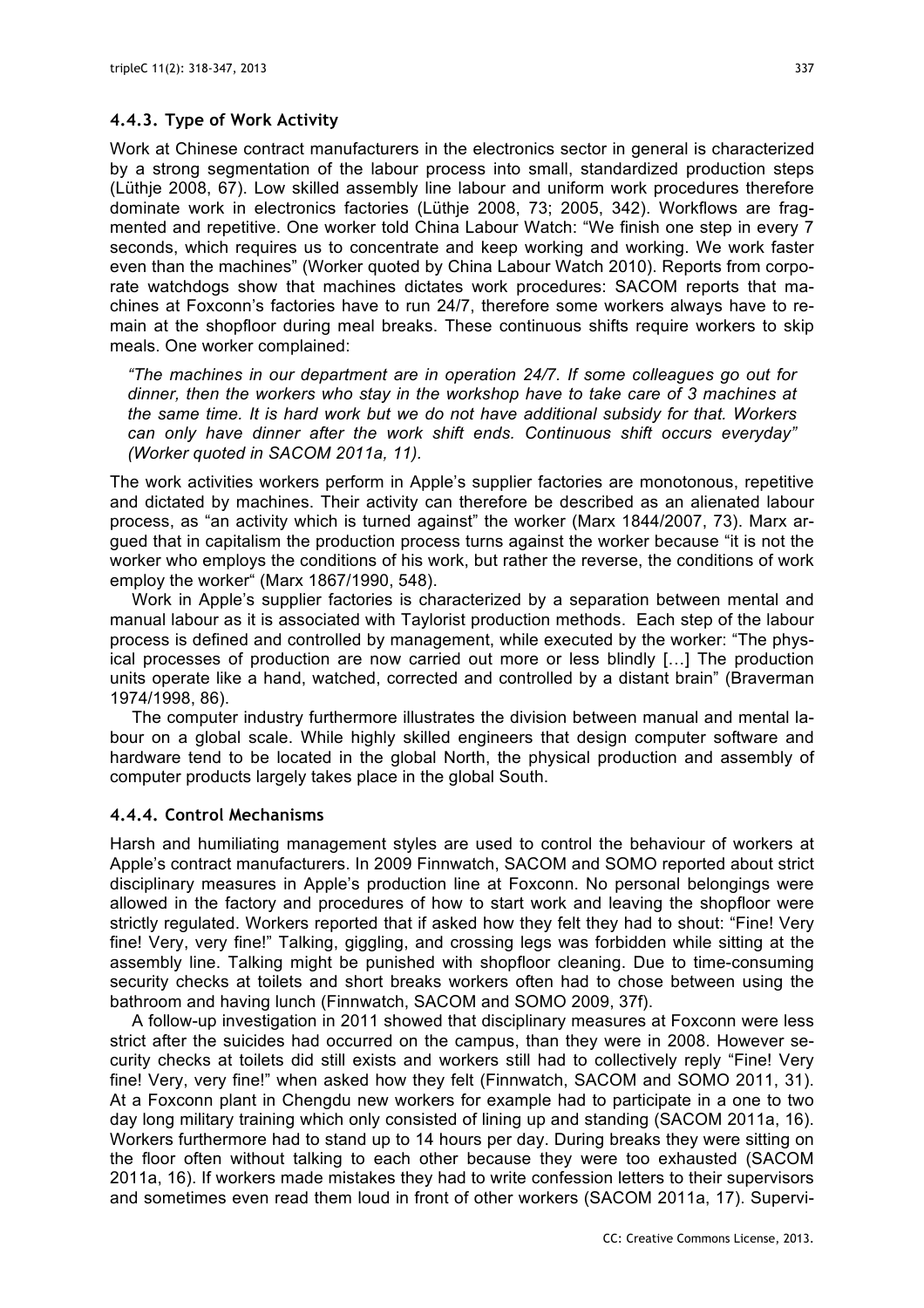#### 4.4.3. Type of Work Activity

Work at Chinese contract manufacturers in the electronics sector in general is characterized by a strong segmentation of the labour process into small, standardized production steps (Lüthje 2008, 67). Low skilled assembly line labour and uniform work procedures therefore dominate work in electronics factories (Lüthje 2008, 73; 2005, 342). Workflows are fragmented and repetitive. One worker told China Labour Watch: "We finish one step in every 7 seconds, which requires us to concentrate and keep working and working. We work faster even than the machines" (Worker quoted by China Labour Watch 2010). Reports from corporate watchdogs show that machines dictates work procedures: SACOM reports that machines at Foxconn's factories have to run 24/7, therefore some workers always have to remain at the shopfloor during meal breaks. These continuous shifts require workers to skip meals. One worker complained:

> *"The machines in our department are in operation 24/7. If some colleagues go out for dinner, then the workers who stay in the workshop have to take care of 3 machines at the same time. It is hard work but we do not have additional subsidy for that. Workers can only have dinner after the work shift ends. Continuous shift occurs everyday" (Worker quoted in SACOM 2011a, 11).*

The work activities workers perform in Apple's supplier factories are monotonous, repetitive and dictated by machines. Their activity can therefore be described as an alienated labour process, as "an activity which is turned against" the worker (Marx 1844/2007, 73). Marx argued that in capitalism the production process turns against the worker because "it is not the worker who employs the conditions of his work, but rather the reverse, the conditions of work employ the worker" (Marx 1867/1990, 548).

Work in Apple's supplier factories is characterized by a separation between mental and manual labour as it is associated with Taylorist production methods. Each step of the labour process is defined and controlled by management, while executed by the worker: "The physical processes of production are now carried out more or less blindly […] The production units operate like a hand, watched, corrected and controlled by a distant brain" (Braverman 1974/1998, 86).

The computer industry furthermore illustrates the division between manual and mental labour on a global scale. While highly skilled engineers that design computer software and hardware tend to be located in the global North, the physical production and assembly of computer products largely takes place in the global South.

#### 4.4.4. Control Mechanisms

Harsh and humiliating management styles are used to control the behaviour of workers at Apple's contract manufacturers. In 2009 Finnwatch, SACOM and SOMO reported about strict disciplinary measures in Apple's production line at Foxconn. No personal belongings were allowed in the factory and procedures of how to start work and leaving the shopfloor were strictly regulated. Workers reported that if asked how they felt they had to shout: "Fine! Very fine! Very, very fine!" Talking, giggling, and crossing legs was forbidden while sitting at the assembly line. Talking might be punished with shopfloor cleaning. Due to time-consuming security checks at toilets and short breaks workers often had to chose between using the bathroom and having lunch (Finnwatch, SACOM and SOMO 2009, 37f).

A follow-up investigation in 2011 showed that disciplinary measures at Foxconn were less strict after the suicides had occurred on the campus, than they were in 2008. However security checks at toilets did still exists and workers still had to collectively reply "Fine! Very fine! Very, very fine!" when asked how they felt (Finnwatch, SACOM and SOMO 2011, 31). At a Foxconn plant in Chengdu new workers for example had to participate in a one to two day long military training which only consisted of lining up and standing (SACOM 2011a, 16). Workers furthermore had to stand up to 14 hours per day. During breaks they were sitting on the floor often without talking to each other because they were too exhausted (SACOM 2011a, 16). If workers made mistakes they had to write confession letters to their supervisors and sometimes even read them loud in front of other workers (SACOM 2011a, 17). Supervi-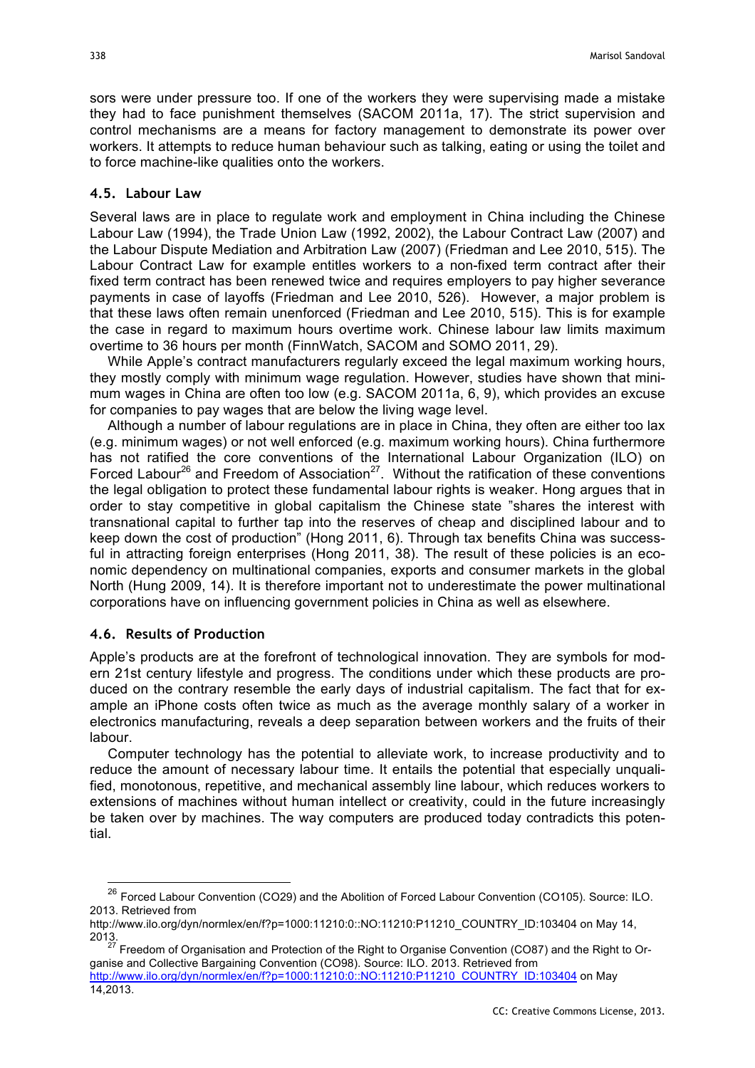sors were under pressure too. If one of the workers they were supervising made a mistake they had to face punishment themselves (SACOM 2011a, 17). The strict supervision and control mechanisms are a means for factory management to demonstrate its power over workers. It attempts to reduce human behaviour such as talking, eating or using the toilet and to force machine-like qualities onto the workers.

### 4.5. Labour Law

Several laws are in place to regulate work and employment in China including the Chinese Labour Law (1994), the Trade Union Law (1992, 2002), the Labour Contract Law (2007) and the Labour Dispute Mediation and Arbitration Law (2007) (Friedman and Lee 2010, 515). The Labour Contract Law for example entitles workers to a non-fixed term contract after their fixed term contract has been renewed twice and requires employers to pay higher severance payments in case of layoffs (Friedman and Lee 2010, 526). However, a major problem is that these laws often remain unenforced (Friedman and Lee 2010, 515). This is for example the case in regard to maximum hours overtime work. Chinese labour law limits maximum overtime to 36 hours per month (FinnWatch, SACOM and SOMO 2011, 29).

While Apple's contract manufacturers regularly exceed the legal maximum working hours, they mostly comply with minimum wage regulation. However, studies have shown that minimum wages in China are often too low (e.g. SACOM 2011a, 6, 9), which provides an excuse for companies to pay wages that are below the living wage level.

Although a number of labour regulations are in place in China, they often are either too lax (e.g. minimum wages) or not well enforced (e.g. maximum working hours). China furthermore has not ratified the core conventions of the International Labour Organization (ILO) on Forced Labour[26] and Freedom of Association[27]. Without the ratification of these conventions the legal obligation to protect these fundamental labour rights is weaker. Hong argues that in order to stay competitive in global capitalism the Chinese state "shares the interest with transnational capital to further tap into the reserves of cheap and disciplined labour and to keep down the cost of production" (Hong 2011, 6). Through tax benefits China was successful in attracting foreign enterprises (Hong 2011, 38). The result of these policies is an economic dependency on multinational companies, exports and consumer markets in the global North (Hung 2009, 14). It is therefore important not to underestimate the power multinational corporations have on influencing government policies in China as well as elsewhere.

### 4.6. Results of Production

Apple's products are at the forefront of technological innovation. They are symbols for modern 21st century lifestyle and progress. The conditions under which these products are produced on the contrary resemble the early days of industrial capitalism. The fact that for example an iPhone costs often twice as much as the average monthly salary of a worker in electronics manufacturing, reveals a deep separation between workers and the fruits of their labour.

Computer technology has the potential to alleviate work, to increase productivity and to reduce the amount of necessary labour time. It entails the potential that especially unqualified, monotonous, repetitive, and mechanical assembly line labour, which reduces workers to extensions of machines without human intellect or creativity, could in the future increasingly be taken over by machines. The way computers are produced today contradicts this potential.

---

[26] Forced Labour Convention (CO29) and the Abolition of Forced Labour Convention (CO105). Source: ILO. 2013. Retrieved from http://www.ilo.org/dyn/normlex/en/f?p=1000:11210:0::NO:11210:P11210_COUNTRY_ID:103404 on May 14, 2013.

[27] Freedom of Organisation and Protection of the Right to Organise Convention (CO87) and the Right to Organise and Collective Bargaining Convention (CO98). Source: ILO. 2013. Retrieved from http://www.ilo.org/dyn/normlex/en/f?p=1000:11210:0::NO:11210:P11210_COUNTRY_ID:103404 on May 14,2013.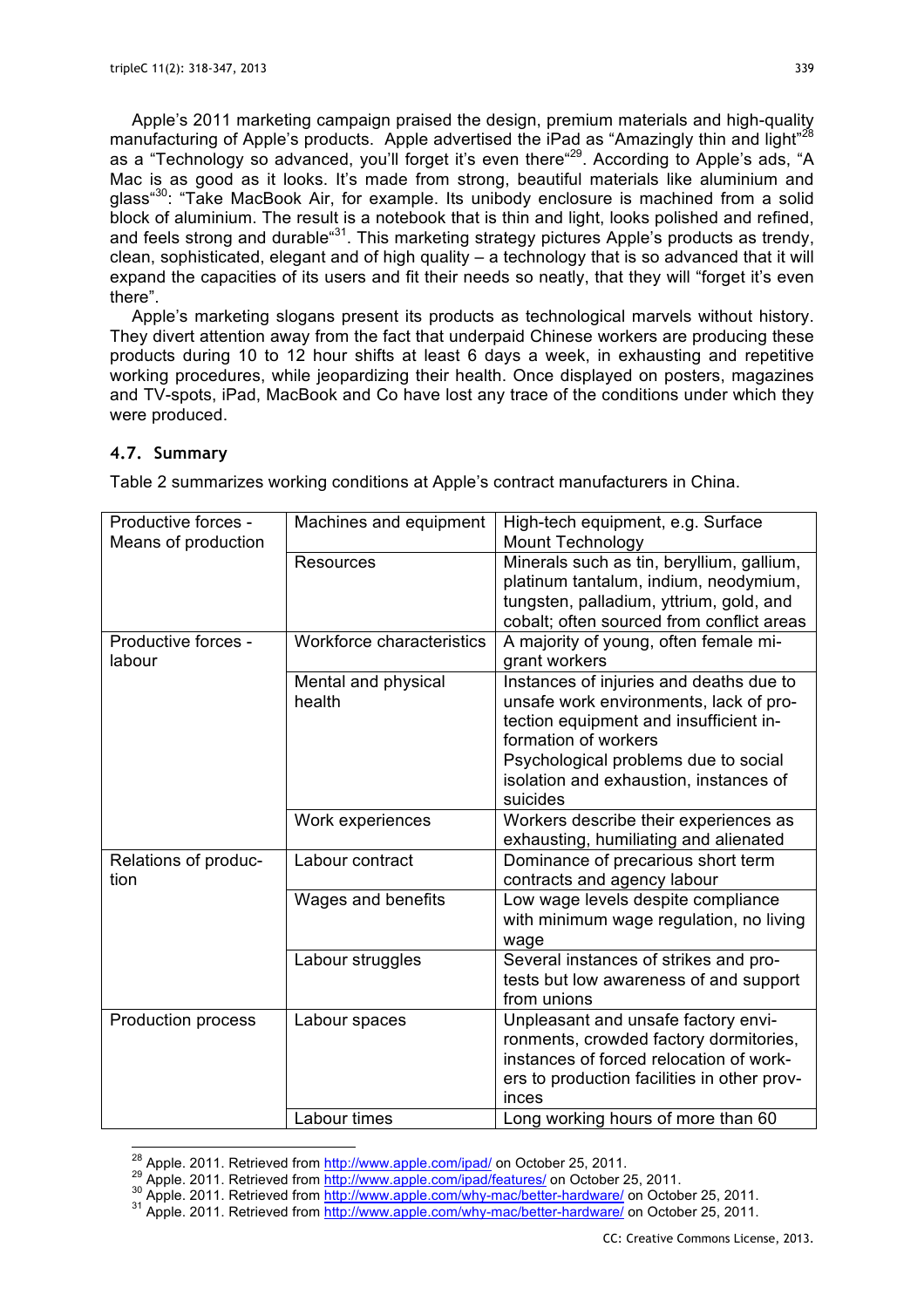Apple's 2011 marketing campaign praised the design, premium materials and high-quality manufacturing of Apple's products. Apple advertised the iPad as "Amazingly thin and light"[28] as a "Technology so advanced, you'll forget it's even there"[29]. According to Apple's ads, "A Mac is as good as it looks. It's made from strong, beautiful materials like aluminium and glass"[30]: "Take MacBook Air, for example. Its unibody enclosure is machined from a solid block of aluminium. The result is a notebook that is thin and light, looks polished and refined, and feels strong and durable"[31]. This marketing strategy pictures Apple's products as trendy, clean, sophisticated, elegant and of high quality – a technology that is so advanced that it will expand the capacities of its users and fit their needs so neatly, that they will "forget it's even there".

Apple's marketing slogans present its products as technological marvels without history. They divert attention away from the fact that underpaid Chinese workers are producing these products during 10 to 12 hour shifts at least 6 days a week, in exhausting and repetitive working procedures, while jeopardizing their health. Once displayed on posters, magazines and TV-spots, iPad, MacBook and Co have lost any trace of the conditions under which they were produced.

### 4.7. Summary

Table 2 summarizes working conditions at Apple's contract manufacturers in China.

| | | |
|---|---|---|
| Productive forces - Means of production | Machines and equipment | High-tech equipment, e.g. Surface Mount Technology |
| | Resources | Minerals such as tin, beryllium, gallium, platinum tantalum, indium, neodymium, tungsten, palladium, yttrium, gold, and cobalt; often sourced from conflict areas |
| Productive forces - labour | Workforce characteristics | A majority of young, often female migrant workers |
| | Mental and physical health | Instances of injuries and deaths due to unsafe work environments, lack of protection equipment and insufficient information of workers<br>Psychological problems due to social isolation and exhaustion, instances of suicides |
| | Work experiences | Workers describe their experiences as exhausting, humiliating and alienated |
| Relations of production | Labour contract | Dominance of precarious short term contracts and agency labour |
| | Wages and benefits | Low wage levels despite compliance with minimum wage regulation, no living wage |
| | Labour struggles | Several instances of strikes and protests but low awareness of and support from unions |
| Production process | Labour spaces | Unpleasant and unsafe factory environments, crowded factory dormitories, instances of forced relocation of workers to production facilities in other provinces |
| | Labour times | Long working hours of more than 60 |

[28] Apple. 2011. Retrieved from http://www.apple.com/ipad/ on October 25, 2011.
[29] Apple. 2011. Retrieved from http://www.apple.com/ipad/features/ on October 25, 2011.
[30] Apple. 2011. Retrieved from http://www.apple.com/why-mac/better-hardware/ on October 25, 2011.
[31] Apple. 2011. Retrieved from http://www.apple.com/why-mac/better-hardware/ on October 25, 2011.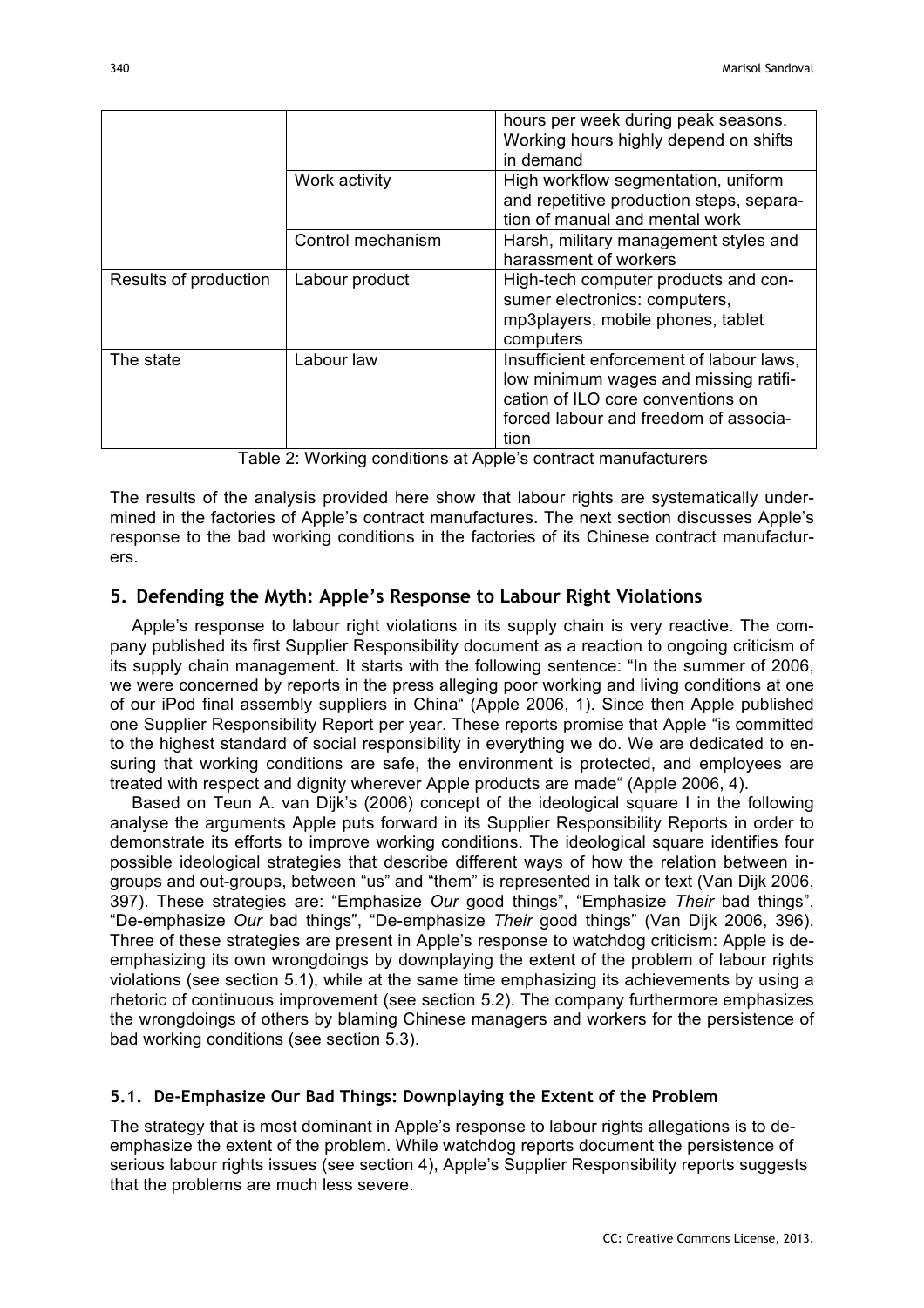| | | hours per week during peak seasons. Working hours highly depend on shifts in demand |
|---|---|---|
| | Work activity | High workflow segmentation, uniform and repetitive production steps, separation of manual and mental work |
| | Control mechanism | Harsh, military management styles and harassment of workers |
| Results of production | Labour product | High-tech computer products and consumer electronics: computers, mp3players, mobile phones, tablet computers |
| The state | Labour law | Insufficient enforcement of labour laws, low minimum wages and missing ratification of ILO core conventions on forced labour and freedom of association |

Table 2: Working conditions at Apple's contract manufacturers

The results of the analysis provided here show that labour rights are systematically undermined in the factories of Apple's contract manufactures. The next section discusses Apple's response to the bad working conditions in the factories of its Chinese contract manufacturers.

## 5. Defending the Myth: Apple's Response to Labour Right Violations

Apple's response to labour right violations in its supply chain is very reactive. The company published its first Supplier Responsibility document as a reaction to ongoing criticism of its supply chain management. It starts with the following sentence: "In the summer of 2006, we were concerned by reports in the press alleging poor working and living conditions at one of our iPod final assembly suppliers in China" (Apple 2006, 1). Since then Apple published one Supplier Responsibility Report per year. These reports promise that Apple "is committed to the highest standard of social responsibility in everything we do. We are dedicated to ensuring that working conditions are safe, the environment is protected, and employees are treated with respect and dignity wherever Apple products are made" (Apple 2006, 4).

Based on Teun A. van Dijk's (2006) concept of the ideological square I in the following analyse the arguments Apple puts forward in its Supplier Responsibility Reports in order to demonstrate its efforts to improve working conditions. The ideological square identifies four possible ideological strategies that describe different ways of how the relation between in-groups and out-groups, between "us" and "them" is represented in talk or text (Van Dijk 2006, 397). These strategies are: "Emphasize *Our* good things", "Emphasize *Their* bad things", "De-emphasize *Our* bad things", "De-emphasize *Their* good things" (Van Dijk 2006, 396). Three of these strategies are present in Apple's response to watchdog criticism: Apple is de-emphasizing its own wrongdoings by downplaying the extent of the problem of labour rights violations (see section 5.1), while at the same time emphasizing its achievements by using a rhetoric of continuous improvement (see section 5.2). The company furthermore emphasizes the wrongdoings of others by blaming Chinese managers and workers for the persistence of bad working conditions (see section 5.3).

### 5.1. De-Emphasize Our Bad Things: Downplaying the Extent of the Problem

The strategy that is most dominant in Apple's response to labour rights allegations is to de-emphasize the extent of the problem. While watchdog reports document the persistence of serious labour rights issues (see section 4), Apple's Supplier Responsibility reports suggests that the problems are much less severe.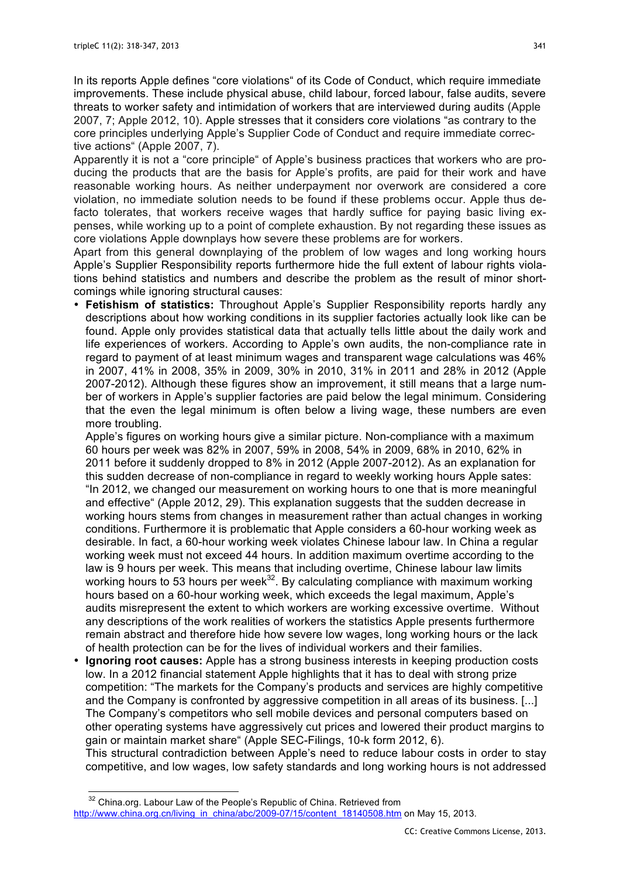In its reports Apple defines "core violations" of its Code of Conduct, which require immediate improvements. These include physical abuse, child labour, forced labour, false audits, severe threats to worker safety and intimidation of workers that are interviewed during audits (Apple 2007, 7; Apple 2012, 10). Apple stresses that it considers core violations "as contrary to the core principles underlying Apple's Supplier Code of Conduct and require immediate corrective actions" (Apple 2007, 7).

Apparently it is not a "core principle" of Apple's business practices that workers who are producing the products that are the basis for Apple's profits, are paid for their work and have reasonable working hours. As neither underpayment nor overwork are considered a core violation, no immediate solution needs to be found if these problems occur. Apple thus de-facto tolerates, that workers receive wages that hardly suffice for paying basic living expenses, while working up to a point of complete exhaustion. By not regarding these issues as core violations Apple downplays how severe these problems are for workers.

Apart from this general downplaying of the problem of low wages and long working hours Apple's Supplier Responsibility reports furthermore hide the full extent of labour rights violations behind statistics and numbers and describe the problem as the result of minor shortcomings while ignoring structural causes:

- **Fetishism of statistics:** Throughout Apple's Supplier Responsibility reports hardly any descriptions about how working conditions in its supplier factories actually look like can be found. Apple only provides statistical data that actually tells little about the daily work and life experiences of workers. According to Apple's own audits, the non-compliance rate in regard to payment of at least minimum wages and transparent wage calculations was 46% in 2007, 41% in 2008, 35% in 2009, 30% in 2010, 31% in 2011 and 28% in 2012 (Apple 2007-2012). Although these figures show an improvement, it still means that a large number of workers in Apple's supplier factories are paid below the legal minimum. Considering that the even the legal minimum is often below a living wage, these numbers are even more troubling.

  Apple's figures on working hours give a similar picture. Non-compliance with a maximum 60 hours per week was 82% in 2007, 59% in 2008, 54% in 2009, 68% in 2010, 62% in 2011 before it suddenly dropped to 8% in 2012 (Apple 2007-2012). As an explanation for this sudden decrease of non-compliance in regard to weekly working hours Apple sates: "In 2012, we changed our measurement on working hours to one that is more meaningful and effective" (Apple 2012, 29). This explanation suggests that the sudden decrease in working hours stems from changes in measurement rather than actual changes in working conditions. Furthermore it is problematic that Apple considers a 60-hour working week as desirable. In fact, a 60-hour working week violates Chinese labour law. In China a regular working week must not exceed 44 hours. In addition maximum overtime according to the law is 9 hours per week. This means that including overtime, Chinese labour law limits working hours to 53 hours per week[32]. By calculating compliance with maximum working hours based on a 60-hour working week, which exceeds the legal maximum, Apple's audits misrepresent the extent to which workers are working excessive overtime. Without any descriptions of the work realities of workers the statistics Apple presents furthermore remain abstract and therefore hide how severe low wages, long working hours or the lack of health protection can be for the lives of individual workers and their families.

- **Ignoring root causes:** Apple has a strong business interests in keeping production costs low. In a 2012 financial statement Apple highlights that it has to deal with strong prize competition: "The markets for the Company's products and services are highly competitive and the Company is confronted by aggressive competition in all areas of its business. [...] The Company's competitors who sell mobile devices and personal computers based on other operating systems have aggressively cut prices and lowered their product margins to gain or maintain market share" (Apple SEC-Filings, 10-k form 2012, 6).

  This structural contradiction between Apple's need to reduce labour costs in order to stay competitive, and low wages, low safety standards and long working hours is not addressed

[32] China.org. Labour Law of the People's Republic of China. Retrieved from http://www.china.org.cn/living_in_china/abc/2009-07/15/content_18140508.htm on May 15, 2013.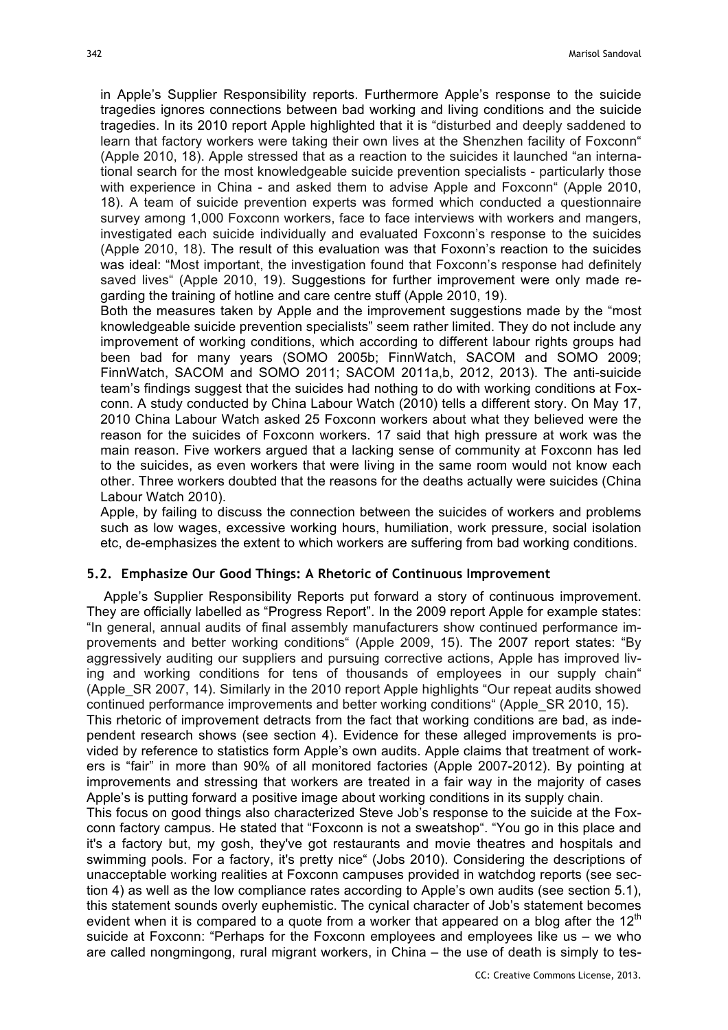in Apple's Supplier Responsibility reports. Furthermore Apple's response to the suicide tragedies ignores connections between bad working and living conditions and the suicide tragedies. In its 2010 report Apple highlighted that it is "disturbed and deeply saddened to learn that factory workers were taking their own lives at the Shenzhen facility of Foxconn" (Apple 2010, 18). Apple stressed that as a reaction to the suicides it launched "an international search for the most knowledgeable suicide prevention specialists - particularly those with experience in China - and asked them to advise Apple and Foxconn" (Apple 2010, 18). A team of suicide prevention experts was formed which conducted a questionnaire survey among 1,000 Foxconn workers, face to face interviews with workers and mangers, investigated each suicide individually and evaluated Foxconn's response to the suicides (Apple 2010, 18). The result of this evaluation was that Foxonn's reaction to the suicides was ideal: "Most important, the investigation found that Foxconn's response had definitely saved lives" (Apple 2010, 19). Suggestions for further improvement were only made regarding the training of hotline and care centre stuff (Apple 2010, 19).

Both the measures taken by Apple and the improvement suggestions made by the "most knowledgeable suicide prevention specialists" seem rather limited. They do not include any improvement of working conditions, which according to different labour rights groups had been bad for many years (SOMO 2005b; FinnWatch, SACOM and SOMO 2009; FinnWatch, SACOM and SOMO 2011; SACOM 2011a,b, 2012, 2013). The anti-suicide team's findings suggest that the suicides had nothing to do with working conditions at Foxconn. A study conducted by China Labour Watch (2010) tells a different story. On May 17, 2010 China Labour Watch asked 25 Foxconn workers about what they believed were the reason for the suicides of Foxconn workers. 17 said that high pressure at work was the main reason. Five workers argued that a lacking sense of community at Foxconn has led to the suicides, as even workers that were living in the same room would not know each other. Three workers doubted that the reasons for the deaths actually were suicides (China Labour Watch 2010).

Apple, by failing to discuss the connection between the suicides of workers and problems such as low wages, excessive working hours, humiliation, work pressure, social isolation etc, de-emphasizes the extent to which workers are suffering from bad working conditions.

### 5.2. Emphasize Our Good Things: A Rhetoric of Continuous Improvement

Apple's Supplier Responsibility Reports put forward a story of continuous improvement. They are officially labelled as "Progress Report". In the 2009 report Apple for example states: "In general, annual audits of final assembly manufacturers show continued performance improvements and better working conditions" (Apple 2009, 15). The 2007 report states: "By aggressively auditing our suppliers and pursuing corrective actions, Apple has improved living and working conditions for tens of thousands of employees in our supply chain" (Apple_SR 2007, 14). Similarly in the 2010 report Apple highlights "Our repeat audits showed continued performance improvements and better working conditions" (Apple_SR 2010, 15).

This rhetoric of improvement detracts from the fact that working conditions are bad, as independent research shows (see section 4). Evidence for these alleged improvements is provided by reference to statistics form Apple's own audits. Apple claims that treatment of workers is "fair" in more than 90% of all monitored factories (Apple 2007-2012). By pointing at improvements and stressing that workers are treated in a fair way in the majority of cases Apple's is putting forward a positive image about working conditions in its supply chain.

This focus on good things also characterized Steve Job's response to the suicide at the Foxconn factory campus. He stated that "Foxconn is not a sweatshop". "You go in this place and it's a factory but, my gosh, they've got restaurants and movie theatres and hospitals and swimming pools. For a factory, it's pretty nice" (Jobs 2010). Considering the descriptions of unacceptable working realities at Foxconn campuses provided in watchdog reports (see section 4) as well as the low compliance rates according to Apple's own audits (see section 5.1), this statement sounds overly euphemistic. The cynical character of Job's statement becomes evident when it is compared to a quote from a worker that appeared on a blog after the 12th suicide at Foxconn: "Perhaps for the Foxconn employees and employees like us – we who are called nongmingong, rural migrant workers, in China – the use of death is simply to tes-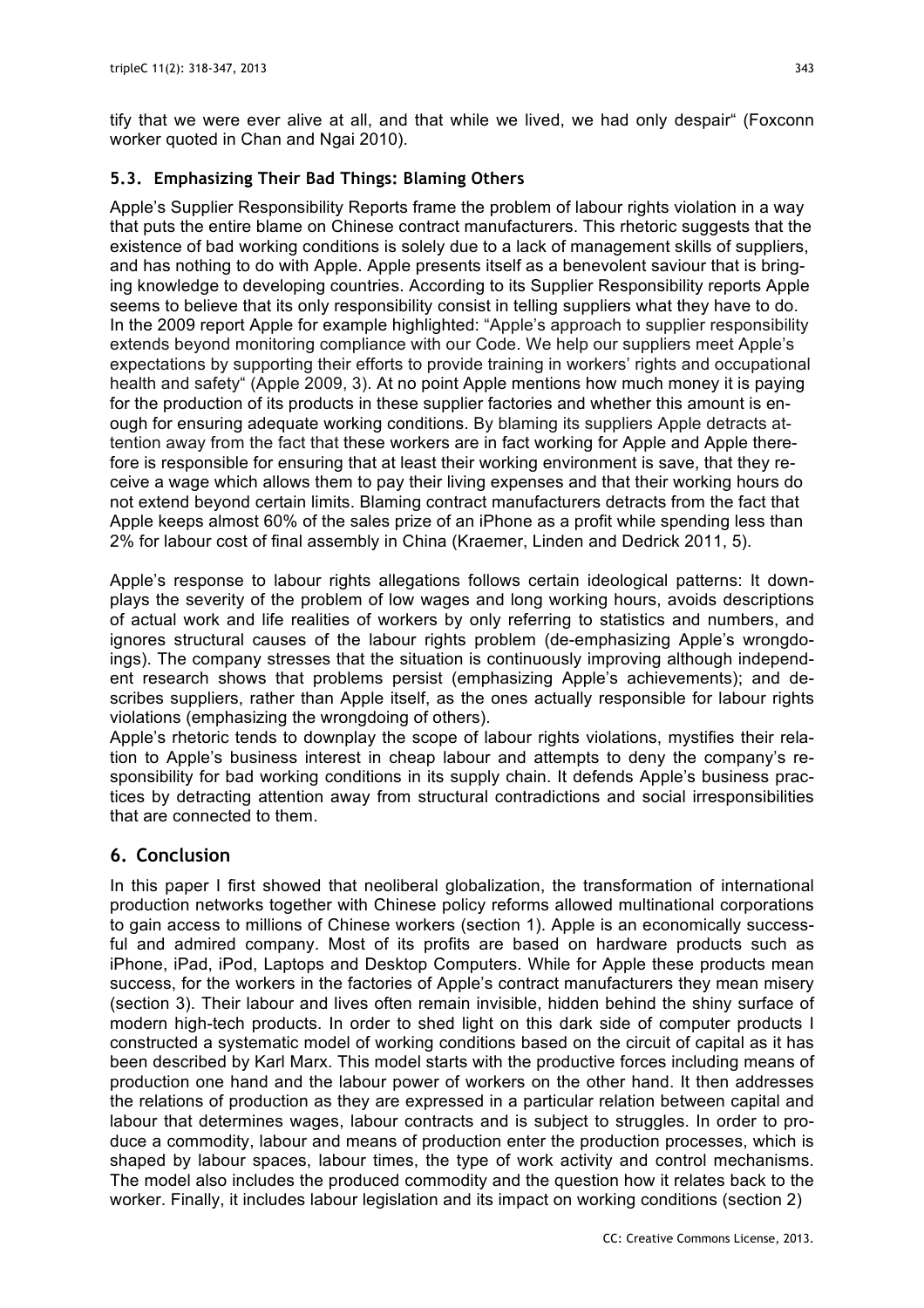tify that we were ever alive at all, and that while we lived, we had only despair" (Foxconn worker quoted in Chan and Ngai 2010).

### 5.3. Emphasizing Their Bad Things: Blaming Others

Apple's Supplier Responsibility Reports frame the problem of labour rights violation in a way that puts the entire blame on Chinese contract manufacturers. This rhetoric suggests that the existence of bad working conditions is solely due to a lack of management skills of suppliers, and has nothing to do with Apple. Apple presents itself as a benevolent saviour that is bringing knowledge to developing countries. According to its Supplier Responsibility reports Apple seems to believe that its only responsibility consist in telling suppliers what they have to do. In the 2009 report Apple for example highlighted: "Apple's approach to supplier responsibility extends beyond monitoring compliance with our Code. We help our suppliers meet Apple's expectations by supporting their efforts to provide training in workers' rights and occupational health and safety" (Apple 2009, 3). At no point Apple mentions how much money it is paying for the production of its products in these supplier factories and whether this amount is enough for ensuring adequate working conditions. By blaming its suppliers Apple detracts attention away from the fact that these workers are in fact working for Apple and Apple therefore is responsible for ensuring that at least their working environment is save, that they receive a wage which allows them to pay their living expenses and that their working hours do not extend beyond certain limits. Blaming contract manufacturers detracts from the fact that Apple keeps almost 60% of the sales prize of an iPhone as a profit while spending less than 2% for labour cost of final assembly in China (Kraemer, Linden and Dedrick 2011, 5).

Apple's response to labour rights allegations follows certain ideological patterns: It downplays the severity of the problem of low wages and long working hours, avoids descriptions of actual work and life realities of workers by only referring to statistics and numbers, and ignores structural causes of the labour rights problem (de-emphasizing Apple's wrongdoings). The company stresses that the situation is continuously improving although independent research shows that problems persist (emphasizing Apple's achievements); and describes suppliers, rather than Apple itself, as the ones actually responsible for labour rights violations (emphasizing the wrongdoing of others).

Apple's rhetoric tends to downplay the scope of labour rights violations, mystifies their relation to Apple's business interest in cheap labour and attempts to deny the company's responsibility for bad working conditions in its supply chain. It defends Apple's business practices by detracting attention away from structural contradictions and social irresponsibilities that are connected to them.

## 6. Conclusion

In this paper I first showed that neoliberal globalization, the transformation of international production networks together with Chinese policy reforms allowed multinational corporations to gain access to millions of Chinese workers (section 1). Apple is an economically successful and admired company. Most of its profits are based on hardware products such as iPhone, iPad, iPod, Laptops and Desktop Computers. While for Apple these products mean success, for the workers in the factories of Apple's contract manufacturers they mean misery (section 3). Their labour and lives often remain invisible, hidden behind the shiny surface of modern high-tech products. In order to shed light on this dark side of computer products I constructed a systematic model of working conditions based on the circuit of capital as it has been described by Karl Marx. This model starts with the productive forces including means of production one hand and the labour power of workers on the other hand. It then addresses the relations of production as they are expressed in a particular relation between capital and labour that determines wages, labour contracts and is subject to struggles. In order to produce a commodity, labour and means of production enter the production processes, which is shaped by labour spaces, labour times, the type of work activity and control mechanisms. The model also includes the produced commodity and the question how it relates back to the worker. Finally, it includes labour legislation and its impact on working conditions (section 2)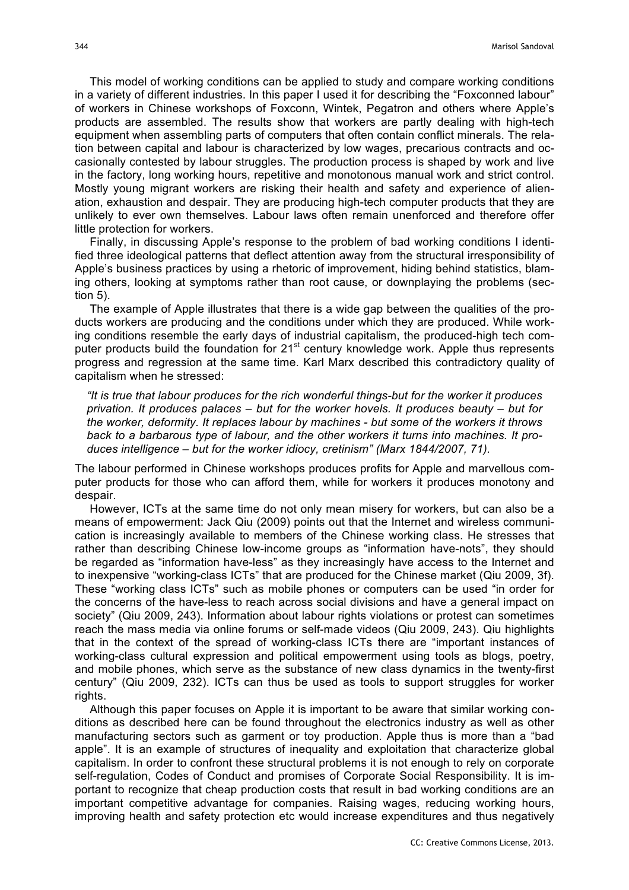This model of working conditions can be applied to study and compare working conditions in a variety of different industries. In this paper I used it for describing the "Foxconned labour" of workers in Chinese workshops of Foxconn, Wintek, Pegatron and others where Apple's products are assembled. The results show that workers are partly dealing with high-tech equipment when assembling parts of computers that often contain conflict minerals. The relation between capital and labour is characterized by low wages, precarious contracts and occasionally contested by labour struggles. The production process is shaped by work and live in the factory, long working hours, repetitive and monotonous manual work and strict control. Mostly young migrant workers are risking their health and safety and experience of alienation, exhaustion and despair. They are producing high-tech computer products that they are unlikely to ever own themselves. Labour laws often remain unenforced and therefore offer little protection for workers.

Finally, in discussing Apple's response to the problem of bad working conditions I identified three ideological patterns that deflect attention away from the structural irresponsibility of Apple's business practices by using a rhetoric of improvement, hiding behind statistics, blaming others, looking at symptoms rather than root cause, or downplaying the problems (section 5).

The example of Apple illustrates that there is a wide gap between the qualities of the products workers are producing and the conditions under which they are produced. While working conditions resemble the early days of industrial capitalism, the produced-high tech computer products build the foundation for 21st century knowledge work. Apple thus represents progress and regression at the same time. Karl Marx described this contradictory quality of capitalism when he stressed:

> *"It is true that labour produces for the rich wonderful things-but for the worker it produces privation. It produces palaces – but for the worker hovels. It produces beauty – but for the worker, deformity. It replaces labour by machines - but some of the workers it throws back to a barbarous type of labour, and the other workers it turns into machines. It produces intelligence – but for the worker idiocy, cretinism" (Marx 1844/2007, 71).*

The labour performed in Chinese workshops produces profits for Apple and marvellous computer products for those who can afford them, while for workers it produces monotony and despair.

However, ICTs at the same time do not only mean misery for workers, but can also be a means of empowerment: Jack Qiu (2009) points out that the Internet and wireless communication is increasingly available to members of the Chinese working class. He stresses that rather than describing Chinese low-income groups as "information have-nots", they should be regarded as "information have-less" as they increasingly have access to the Internet and to inexpensive "working-class ICTs" that are produced for the Chinese market (Qiu 2009, 3f). These "working class ICTs" such as mobile phones or computers can be used "in order for the concerns of the have-less to reach across social divisions and have a general impact on society" (Qiu 2009, 243). Information about labour rights violations or protest can sometimes reach the mass media via online forums or self-made videos (Qiu 2009, 243). Qiu highlights that in the context of the spread of working-class ICTs there are "important instances of working-class cultural expression and political empowerment using tools as blogs, poetry, and mobile phones, which serve as the substance of new class dynamics in the twenty-first century" (Qiu 2009, 232). ICTs can thus be used as tools to support struggles for worker rights.

Although this paper focuses on Apple it is important to be aware that similar working conditions as described here can be found throughout the electronics industry as well as other manufacturing sectors such as garment or toy production. Apple thus is more than a "bad apple". It is an example of structures of inequality and exploitation that characterize global capitalism. In order to confront these structural problems it is not enough to rely on corporate self-regulation, Codes of Conduct and promises of Corporate Social Responsibility. It is important to recognize that cheap production costs that result in bad working conditions are an important competitive advantage for companies. Raising wages, reducing working hours, improving health and safety protection etc would increase expenditures and thus negatively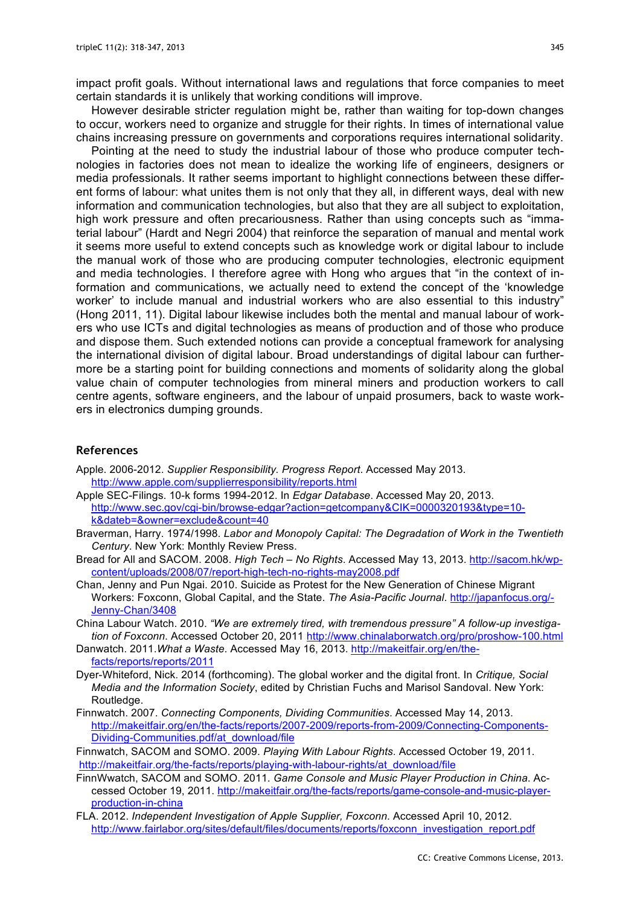impact profit goals. Without international laws and regulations that force companies to meet certain standards it is unlikely that working conditions will improve.

However desirable stricter regulation might be, rather than waiting for top-down changes to occur, workers need to organize and struggle for their rights. In times of international value chains increasing pressure on governments and corporations requires international solidarity.

Pointing at the need to study the industrial labour of those who produce computer technologies in factories does not mean to idealize the working life of engineers, designers or media professionals. It rather seems important to highlight connections between these different forms of labour: what unites them is not only that they all, in different ways, deal with new information and communication technologies, but also that they are all subject to exploitation, high work pressure and often precariousness. Rather than using concepts such as "immaterial labour" (Hardt and Negri 2004) that reinforce the separation of manual and mental work it seems more useful to extend concepts such as knowledge work or digital labour to include the manual work of those who are producing computer technologies, electronic equipment and media technologies. I therefore agree with Hong who argues that "in the context of information and communications, we actually need to extend the concept of the 'knowledge worker' to include manual and industrial workers who are also essential to this industry" (Hong 2011, 11). Digital labour likewise includes both the mental and manual labour of workers who use ICTs and digital technologies as means of production and of those who produce and dispose them. Such extended notions can provide a conceptual framework for analysing the international division of digital labour. Broad understandings of digital labour can furthermore be a starting point for building connections and moments of solidarity along the global value chain of computer technologies from mineral miners and production workers to call centre agents, software engineers, and the labour of unpaid prosumers, back to waste workers in electronics dumping grounds.

## References

Apple. 2006-2012. *Supplier Responsibility. Progress Report*. Accessed May 2013. http://www.apple.com/supplierresponsibility/reports.html

Apple SEC-Filings. 10-k forms 1994-2012. In *Edgar Database*. Accessed May 20, 2013. http://www.sec.gov/cgi-bin/browse-edgar?action=getcompany&CIK=0000320193&type=10-k&dateb=&owner=exclude&count=40

Braverman, Harry. 1974/1998. *Labor and Monopoly Capital: The Degradation of Work in the Twentieth Century*. New York: Monthly Review Press.

Bread for All and SACOM. 2008. *High Tech – No Rights*. Accessed May 13, 2013. http://sacom.hk/wp-content/uploads/2008/07/report-high-tech-no-rights-may2008.pdf

Chan, Jenny and Pun Ngai. 2010. Suicide as Protest for the New Generation of Chinese Migrant Workers: Foxconn, Global Capital, and the State. *The Asia-Pacific Journal*. http://japanfocus.org/-Jenny-Chan/3408

China Labour Watch. 2010. *"We are extremely tired, with tremendous pressure" A follow-up investigation of Foxconn*. Accessed October 20, 2011 http://www.chinalaborwatch.org/pro/proshow-100.html

Danwatch. 2011.*What a Waste*. Accessed May 16, 2013. http://makeitfair.org/en/the-facts/reports/reports/2011

Dyer-Whiteford, Nick. 2014 (forthcoming). The global worker and the digital front. In *Critique, Social Media and the Information Society*, edited by Christian Fuchs and Marisol Sandoval. New York: Routledge.

Finnwatch. 2007. *Connecting Components, Dividing Communities*. Accessed May 14, 2013. http://makeitfair.org/en/the-facts/reports/2007-2009/reports-from-2009/Connecting-Components-Dividing-Communities.pdf/at_download/file

Finnwatch, SACOM and SOMO. 2009. *Playing With Labour Rights*. Accessed October 19, 2011. http://makeitfair.org/the-facts/reports/playing-with-labour-rights/at_download/file

FinnWwatch, SACOM and SOMO. 2011. *Game Console and Music Player Production in China*. Accessed October 19, 2011. http://makeitfair.org/the-facts/reports/game-console-and-music-player-production-in-china

FLA. 2012. *Independent Investigation of Apple Supplier, Foxconn*. Accessed April 10, 2012. http://www.fairlabor.org/sites/default/files/documents/reports/foxconn_investigation_report.pdf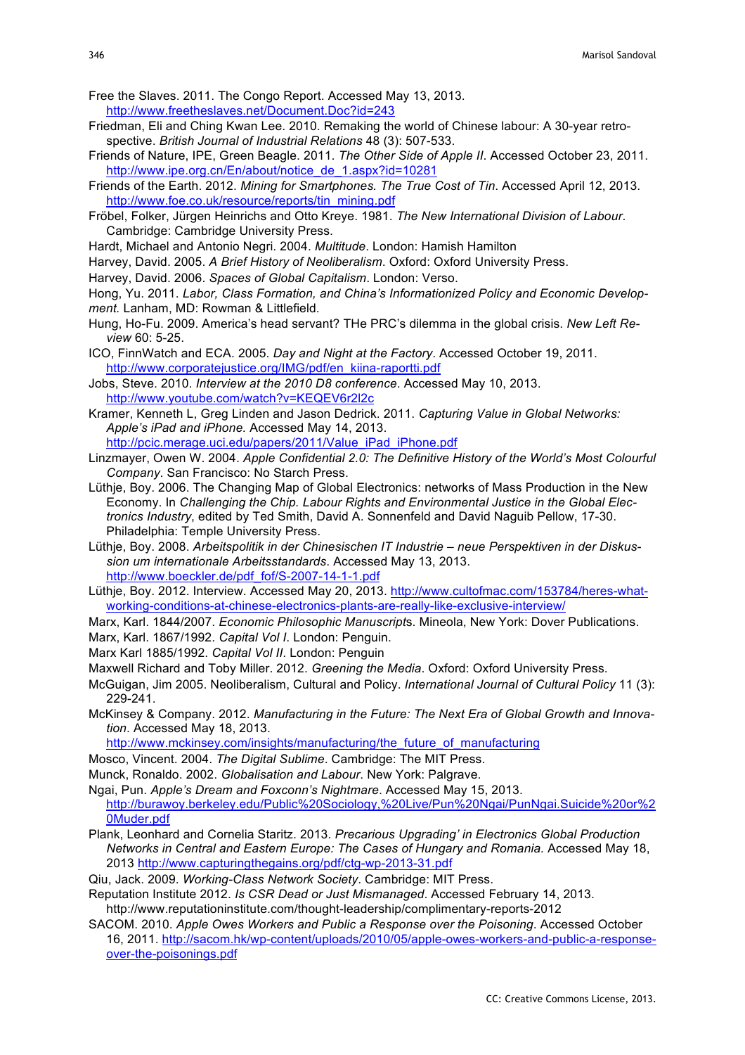Free the Slaves. 2011. The Congo Report. Accessed May 13, 2013. http://www.freetheslaves.net/Document.Doc?id=243

Friedman, Eli and Ching Kwan Lee. 2010. Remaking the world of Chinese labour: A 30-year retrospective. *British Journal of Industrial Relations* 48 (3): 507-533.

Friends of Nature, IPE, Green Beagle. 2011. *The Other Side of Apple II*. Accessed October 23, 2011. http://www.ipe.org.cn/En/about/notice_de_1.aspx?id=10281

Friends of the Earth. 2012. *Mining for Smartphones. The True Cost of Tin*. Accessed April 12, 2013. http://www.foe.co.uk/resource/reports/tin_mining.pdf

Fröbel, Folker, Jürgen Heinrichs and Otto Kreye. 1981. *The New International Division of Labour*. Cambridge: Cambridge University Press.

Hardt, Michael and Antonio Negri. 2004. *Multitude*. London: Hamish Hamilton

Harvey, David. 2005. *A Brief History of Neoliberalism*. Oxford: Oxford University Press.

Harvey, David. 2006. *Spaces of Global Capitalism*. London: Verso.

Hong, Yu. 2011. *Labor, Class Formation, and China's Informationized Policy and Economic Development.* Lanham, MD: Rowman & Littlefield.

Hung, Ho-Fu. 2009. America's head servant? THe PRC's dilemma in the global crisis. *New Left Review* 60: 5-25.

ICO, FinnWatch and ECA. 2005. *Day and Night at the Factory*. Accessed October 19, 2011. http://www.corporatejustice.org/IMG/pdf/en_kiina-raportti.pdf

Jobs, Steve. 2010. *Interview at the 2010 D8 conference*. Accessed May 10, 2013. http://www.youtube.com/watch?v=KEQEV6r2l2c

Kramer, Kenneth L, Greg Linden and Jason Dedrick. 2011. *Capturing Value in Global Networks: Apple's iPad and iPhone.* Accessed May 14, 2013. http://pcic.merage.uci.edu/papers/2011/Value_iPad_iPhone.pdf

Linzmayer, Owen W. 2004. *Apple Confidential 2.0: The Definitive History of the World's Most Colourful Company*. San Francisco: No Starch Press.

Lüthje, Boy. 2006. The Changing Map of Global Electronics: networks of Mass Production in the New Economy. In *Challenging the Chip. Labour Rights and Environmental Justice in the Global Electronics Industry*, edited by Ted Smith, David A. Sonnenfeld and David Naguib Pellow, 17-30. Philadelphia: Temple University Press.

Lüthje, Boy. 2008. *Arbeitspolitik in der Chinesischen IT Industrie – neue Perspektiven in der Diskussion um internationale Arbeitsstandards*. Accessed May 13, 2013. http://www.boeckler.de/pdf_fof/S-2007-14-1-1.pdf

Lüthje, Boy. 2012. Interview. Accessed May 20, 2013. http://www.cultofmac.com/153784/heres-what-working-conditions-at-chinese-electronics-plants-are-really-like-exclusive-interview/

Marx, Karl. 1844/2007. *Economic Philosophic Manuscript*s. Mineola, New York: Dover Publications.

Marx, Karl. 1867/1992. *Capital Vol I*. London: Penguin.

Marx Karl 1885/1992. *Capital Vol II*. London: Penguin

Maxwell Richard and Toby Miller. 2012. *Greening the Media*. Oxford: Oxford University Press.

McGuigan, Jim 2005. Neoliberalism, Cultural and Policy. *International Journal of Cultural Policy* 11 (3): 229-241.

McKinsey & Company. 2012. *Manufacturing in the Future: The Next Era of Global Growth and Innovation*. Accessed May 18, 2013. http://www.mckinsey.com/insights/manufacturing/the_future_of_manufacturing

Mosco, Vincent. 2004. *The Digital Sublime*. Cambridge: The MIT Press.

Munck, Ronaldo. 2002. *Globalisation and Labour*. New York: Palgrave.

Ngai, Pun. *Apple's Dream and Foxconn's Nightmare*. Accessed May 15, 2013. http://burawoy.berkeley.edu/Public%20Sociology,%20Live/Pun%20Ngai/PunNgai.Suicide%20or%20Muder.pdf

Plank, Leonhard and Cornelia Staritz. 2013. *Precarious Upgrading' in Electronics Global Production Networks in Central and Eastern Europe: The Cases of Hungary and Romania.* Accessed May 18, 2013 http://www.capturingthegains.org/pdf/ctg-wp-2013-31.pdf

Qiu, Jack. 2009. *Working-Class Network Society*. Cambridge: MIT Press.

Reputation Institute 2012. *Is CSR Dead or Just Mismanaged*. Accessed February 14, 2013. http://www.reputationinstitute.com/thought-leadership/complimentary-reports-2012

SACOM. 2010. *Apple Owes Workers and Public a Response over the Poisoning*. Accessed October 16, 2011. http://sacom.hk/wp-content/uploads/2010/05/apple-owes-workers-and-public-a-response-over-the-poisonings.pdf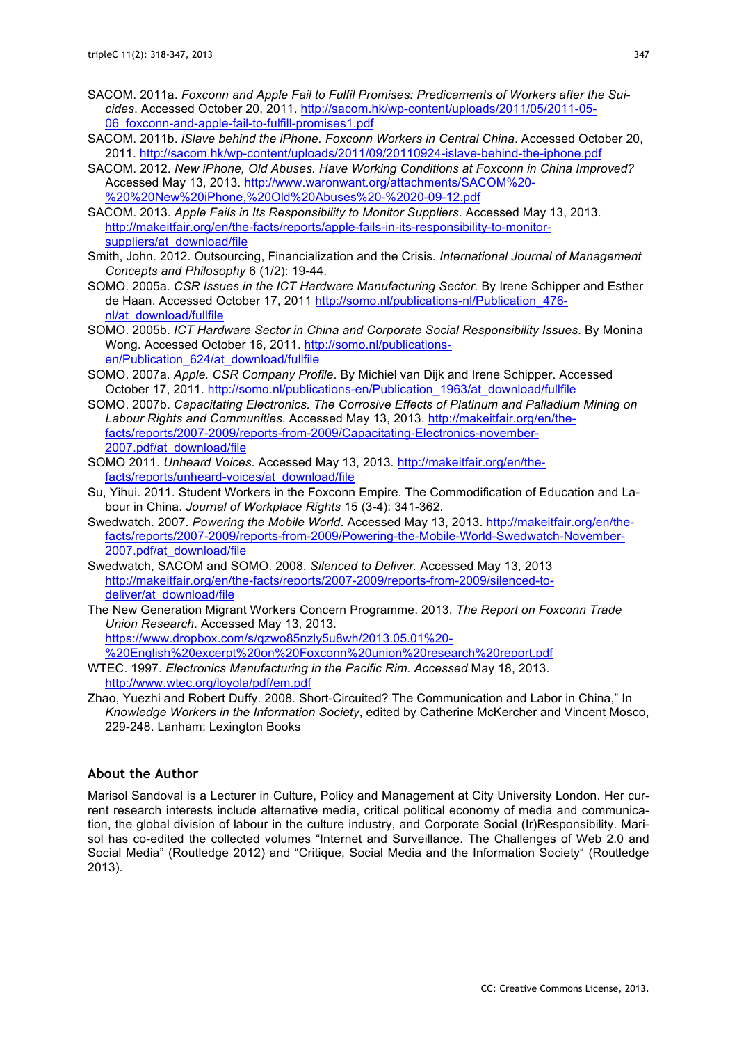SACOM. 2011a. *Foxconn and Apple Fail to Fulfil Promises: Predicaments of Workers after the Suicides*. Accessed October 20, 2011. http://sacom.hk/wp-content/uploads/2011/05/2011-05-06_foxconn-and-apple-fail-to-fulfill-promises1.pdf

SACOM. 2011b. *iSlave behind the iPhone. Foxconn Workers in Central China*. Accessed October 20, 2011. http://sacom.hk/wp-content/uploads/2011/09/20110924-islave-behind-the-iphone.pdf

SACOM. 2012. *New iPhone, Old Abuses. Have Working Conditions at Foxconn in China Improved?* Accessed May 13, 2013. http://www.waronwant.org/attachments/SACOM%20-%20%20New%20iPhone,%20Old%20Abuses%20-%2020-09-12.pdf

SACOM. 2013. *Apple Fails in Its Responsibility to Monitor Suppliers*. Accessed May 13, 2013. http://makeitfair.org/en/the-facts/reports/apple-fails-in-its-responsibility-to-monitor-suppliers/at_download/file

Smith, John. 2012. Outsourcing, Financialization and the Crisis. *International Journal of Management Concepts and Philosophy* 6 (1/2): 19-44.

SOMO. 2005a. *CSR Issues in the ICT Hardware Manufacturing Sector*. By Irene Schipper and Esther de Haan. Accessed October 17, 2011 http://somo.nl/publications-nl/Publication_476-nl/at_download/fullfile

SOMO. 2005b. *ICT Hardware Sector in China and Corporate Social Responsibility Issues*. By Monina Wong. Accessed October 16, 2011. http://somo.nl/publications-en/Publication_624/at_download/fullfile

SOMO. 2007a. *Apple. CSR Company Profile*. By Michiel van Dijk and Irene Schipper. Accessed October 17, 2011. http://somo.nl/publications-en/Publication_1963/at_download/fullfile

SOMO. 2007b. *Capacitating Electronics. The Corrosive Effects of Platinum and Palladium Mining on Labour Rights and Communities*. Accessed May 13, 2013. http://makeitfair.org/en/the-facts/reports/2007-2009/reports-from-2009/Capacitating-Electronics-november-2007.pdf/at_download/file

SOMO 2011. *Unheard Voices*. Accessed May 13, 2013. http://makeitfair.org/en/the-facts/reports/unheard-voices/at_download/file

Su, Yihui. 2011. Student Workers in the Foxconn Empire. The Commodification of Education and Labour in China. *Journal of Workplace Rights* 15 (3-4): 341-362.

Swedwatch. 2007. *Powering the Mobile World*. Accessed May 13, 2013. http://makeitfair.org/en/the-facts/reports/2007-2009/reports-from-2009/Powering-the-Mobile-World-Swedwatch-November-2007.pdf/at_download/file

Swedwatch, SACOM and SOMO. 2008. *Silenced to Deliver.* Accessed May 13, 2013 http://makeitfair.org/en/the-facts/reports/2007-2009/reports-from-2009/silenced-to-deliver/at_download/file

The New Generation Migrant Workers Concern Programme. 2013. *The Report on Foxconn Trade Union Research*. Accessed May 13, 2013. https://www.dropbox.com/s/qzwo85nzly5u8wh/2013.05.01%20-%20English%20excerpt%20on%20Foxconn%20union%20research%20report.pdf

WTEC. 1997. *Electronics Manufacturing in the Pacific Rim. Accessed* May 18, 2013. http://www.wtec.org/loyola/pdf/em.pdf

Zhao, Yuezhi and Robert Duffy. 2008. Short-Circuited? The Communication and Labor in China," In *Knowledge Workers in the Information Society*, edited by Catherine McKercher and Vincent Mosco, 229-248. Lanham: Lexington Books

## About the Author

Marisol Sandoval is a Lecturer in Culture, Policy and Management at City University London. Her current research interests include alternative media, critical political economy of media and communication, the global division of labour in the culture industry, and Corporate Social (Ir)Responsibility. Marisol has co-edited the collected volumes "Internet and Surveillance. The Challenges of Web 2.0 and Social Media" (Routledge 2012) and "Critique, Social Media and the Information Society" (Routledge 2013).